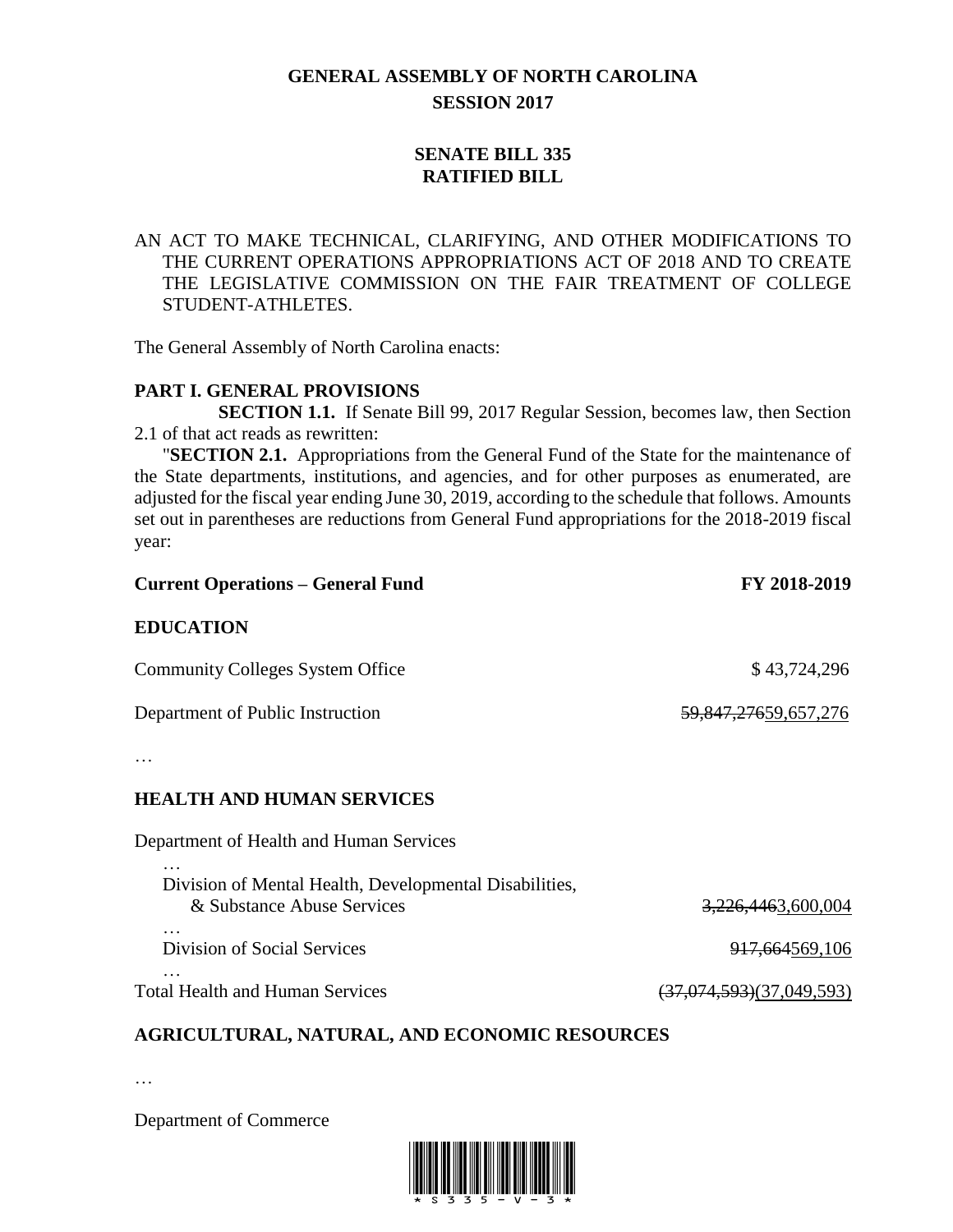# GENERAL ASSEMBLY OF NORTH CAROLINA
## SESSION 2017

## SENATE BILL 335
## RATIFIED BILL

AN ACT TO MAKE TECHNICAL, CLARIFYING, AND OTHER MODIFICATIONS TO THE CURRENT OPERATIONS APPROPRIATIONS ACT OF 2018 AND TO CREATE THE LEGISLATIVE COMMISSION ON THE FAIR TREATMENT OF COLLEGE STUDENT-ATHLETES.

The General Assembly of North Carolina enacts:

**PART I. GENERAL PROVISIONS**

**SECTION 1.1.** If Senate Bill 99, 2017 Regular Session, becomes law, then Section 2.1 of that act reads as rewritten:

"**SECTION 2.1.** Appropriations from the General Fund of the State for the maintenance of the State departments, institutions, and agencies, and for other purposes as enumerated, are adjusted for the fiscal year ending June 30, 2019, according to the schedule that follows. Amounts set out in parentheses are reductions from General Fund appropriations for the 2018-2019 fiscal year:

| **Current Operations – General Fund** | **FY 2018-2019** |
|---|---|
| **EDUCATION** | |
| Community Colleges System Office | $ 43,724,296 |
| Department of Public Instruction | ~~59,847,276~~59,657,276 |
| … | |
| **HEALTH AND HUMAN SERVICES** | |
| Department of Health and Human Services | |
| … | |
| Division of Mental Health, Developmental Disabilities, & Substance Abuse Services | ~~3,226,446~~3,600,004 |
| … | |
| Division of Social Services | ~~917,664~~569,106 |
| … | |
| Total Health and Human Services | ~~(37,074,593)~~(37,049,593) |
| **AGRICULTURAL, NATURAL, AND ECONOMIC RESOURCES** | |
| … | |
| Department of Commerce | |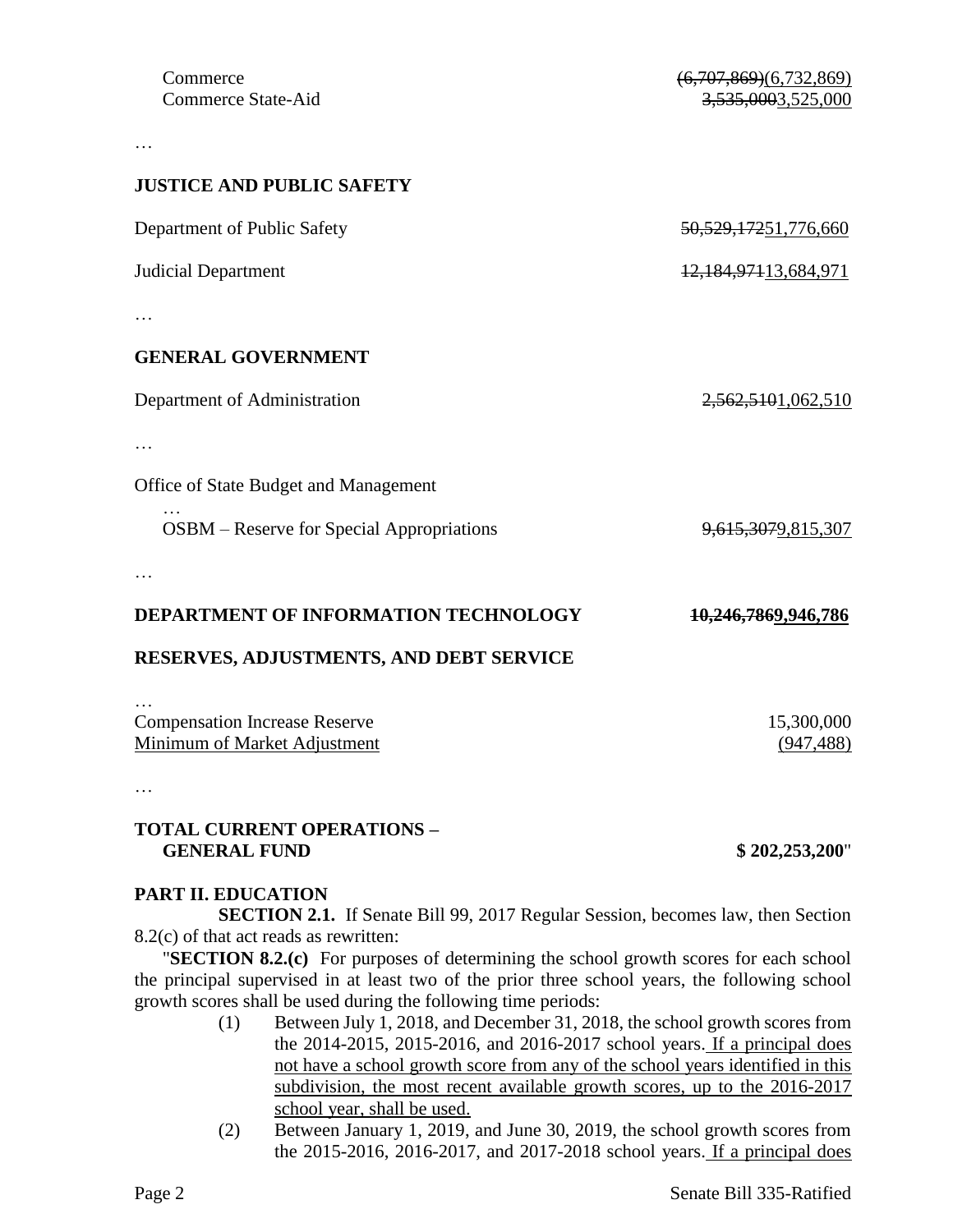| | |
|---|---|
| Commerce | ~~(6,707,869)~~(6,732,869) |
| Commerce State-Aid | ~~3,535,000~~3,525,000 |

…

**JUSTICE AND PUBLIC SAFETY**

| | |
|---|---|
| Department of Public Safety | ~~50,529,172~~51,776,660 |
| Judicial Department | ~~12,184,971~~13,684,971 |

…

**GENERAL GOVERNMENT**

| | |
|---|---|
| Department of Administration | ~~2,562,510~~1,062,510 |

…

Office of State Budget and Management

…

| | |
|---|---|
| OSBM – Reserve for Special Appropriations | ~~9,615,307~~9,815,307 |

…

| | |
|---|---|
| **DEPARTMENT OF INFORMATION TECHNOLOGY** | **~~10,246,786~~9,946,786** |

**RESERVES, ADJUSTMENTS, AND DEBT SERVICE**

…

| | |
|---|---|
| Compensation Increase Reserve | 15,300,000 |
| <u>Minimum of Market Adjustment</u> | <u>(947,488)</u> |

…

| | |
|---|---|
| **TOTAL CURRENT OPERATIONS – GENERAL FUND** | **$ 202,253,200**" |

**PART II. EDUCATION**

**SECTION 2.1.** If Senate Bill 99, 2017 Regular Session, becomes law, then Section 8.2(c) of that act reads as rewritten:

"**SECTION 8.2.(c)** For purposes of determining the school growth scores for each school the principal supervised in at least two of the prior three school years, the following school growth scores shall be used during the following time periods:

(1) Between July 1, 2018, and December 31, 2018, the school growth scores from the 2014-2015, 2015-2016, and 2016-2017 school years. <u>If a principal does not have a school growth score from any of the school years identified in this subdivision, the most recent available growth scores, up to the 2016-2017 school year, shall be used.</u>

(2) Between January 1, 2019, and June 30, 2019, the school growth scores from the 2015-2016, 2016-2017, and 2017-2018 school years. <u>If a principal does</u>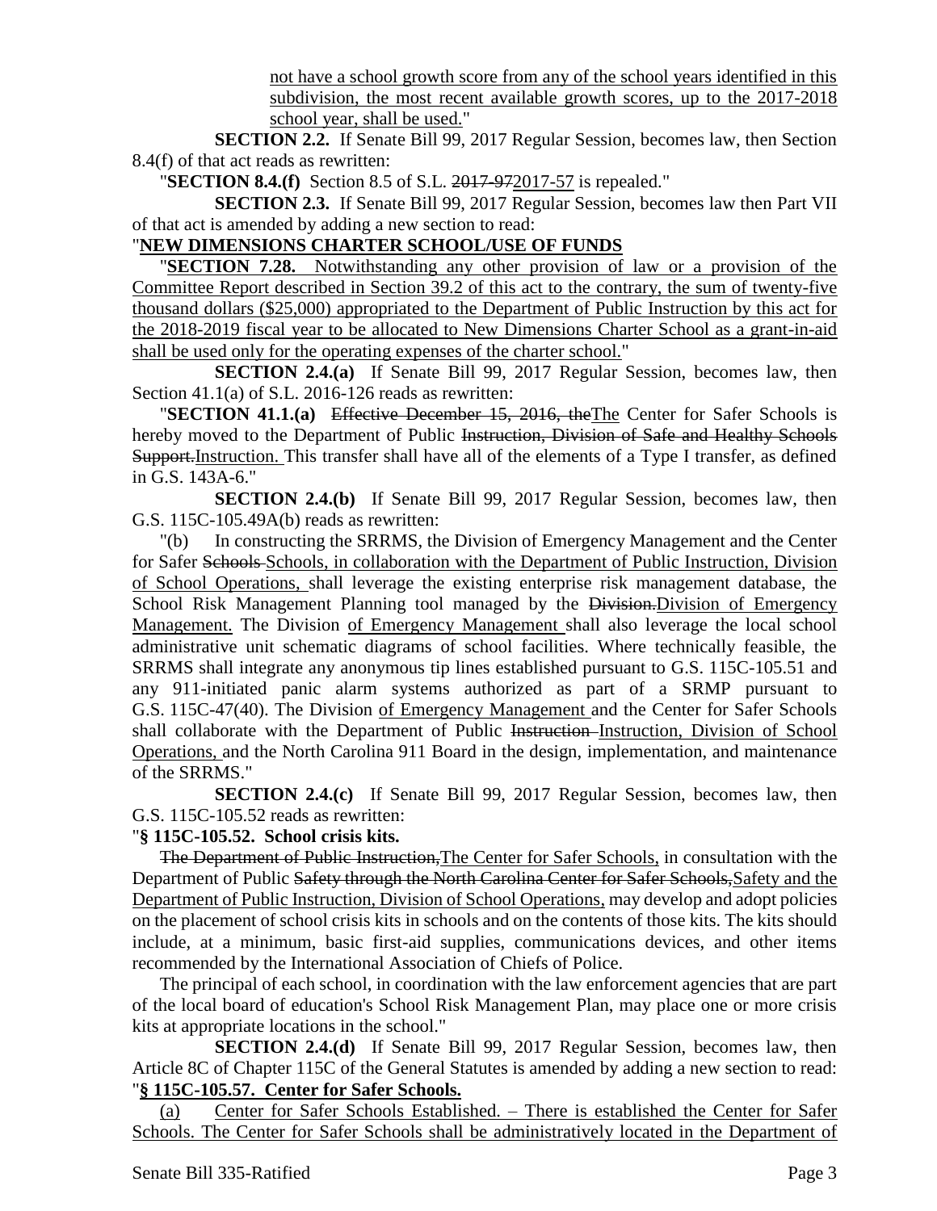not have a school growth score from any of the school years identified in this subdivision, the most recent available growth scores, up to the 2017-2018 school year, shall be used."

**SECTION 2.2.** If Senate Bill 99, 2017 Regular Session, becomes law, then Section 8.4(f) of that act reads as rewritten:

"**SECTION 8.4.(f)** Section 8.5 of S.L. ~~2017-97~~2017-57 is repealed."

**SECTION 2.3.** If Senate Bill 99, 2017 Regular Session, becomes law then Part VII of that act is amended by adding a new section to read:

"**NEW DIMENSIONS CHARTER SCHOOL/USE OF FUNDS**

"**SECTION 7.28.** Notwithstanding any other provision of law or a provision of the Committee Report described in Section 39.2 of this act to the contrary, the sum of twenty-five thousand dollars ($25,000) appropriated to the Department of Public Instruction by this act for the 2018-2019 fiscal year to be allocated to New Dimensions Charter School as a grant-in-aid shall be used only for the operating expenses of the charter school."

**SECTION 2.4.(a)** If Senate Bill 99, 2017 Regular Session, becomes law, then Section 41.1(a) of S.L. 2016-126 reads as rewritten:

"**SECTION 41.1.(a)** ~~Effective December 15, 2016, the~~The Center for Safer Schools is hereby moved to the Department of Public ~~Instruction, Division of Safe and Healthy Schools Support.~~Instruction. This transfer shall have all of the elements of a Type I transfer, as defined in G.S. 143A-6."

**SECTION 2.4.(b)** If Senate Bill 99, 2017 Regular Session, becomes law, then G.S. 115C-105.49A(b) reads as rewritten:

"(b) In constructing the SRRMS, the Division of Emergency Management and the Center for Safer ~~Schools~~ Schools, in collaboration with the Department of Public Instruction, Division of School Operations, shall leverage the existing enterprise risk management database, the School Risk Management Planning tool managed by the ~~Division.~~Division of Emergency Management. The Division of Emergency Management shall also leverage the local school administrative unit schematic diagrams of school facilities. Where technically feasible, the SRRMS shall integrate any anonymous tip lines established pursuant to G.S. 115C-105.51 and any 911-initiated panic alarm systems authorized as part of a SRMP pursuant to G.S. 115C-47(40). The Division of Emergency Management and the Center for Safer Schools shall collaborate with the Department of Public ~~Instruction~~ Instruction, Division of School Operations, and the North Carolina 911 Board in the design, implementation, and maintenance of the SRRMS."

**SECTION 2.4.(c)** If Senate Bill 99, 2017 Regular Session, becomes law, then G.S. 115C-105.52 reads as rewritten:

"**§ 115C-105.52. School crisis kits.**

~~The Department of Public Instruction,~~The Center for Safer Schools, in consultation with the Department of Public ~~Safety through the North Carolina Center for Safer Schools,~~Safety and the Department of Public Instruction, Division of School Operations, may develop and adopt policies on the placement of school crisis kits in schools and on the contents of those kits. The kits should include, at a minimum, basic first-aid supplies, communications devices, and other items recommended by the International Association of Chiefs of Police.

The principal of each school, in coordination with the law enforcement agencies that are part of the local board of education's School Risk Management Plan, may place one or more crisis kits at appropriate locations in the school."

**SECTION 2.4.(d)** If Senate Bill 99, 2017 Regular Session, becomes law, then Article 8C of Chapter 115C of the General Statutes is amended by adding a new section to read:

"**§ 115C-105.57. Center for Safer Schools.**

(a) Center for Safer Schools Established. – There is established the Center for Safer Schools. The Center for Safer Schools shall be administratively located in the Department of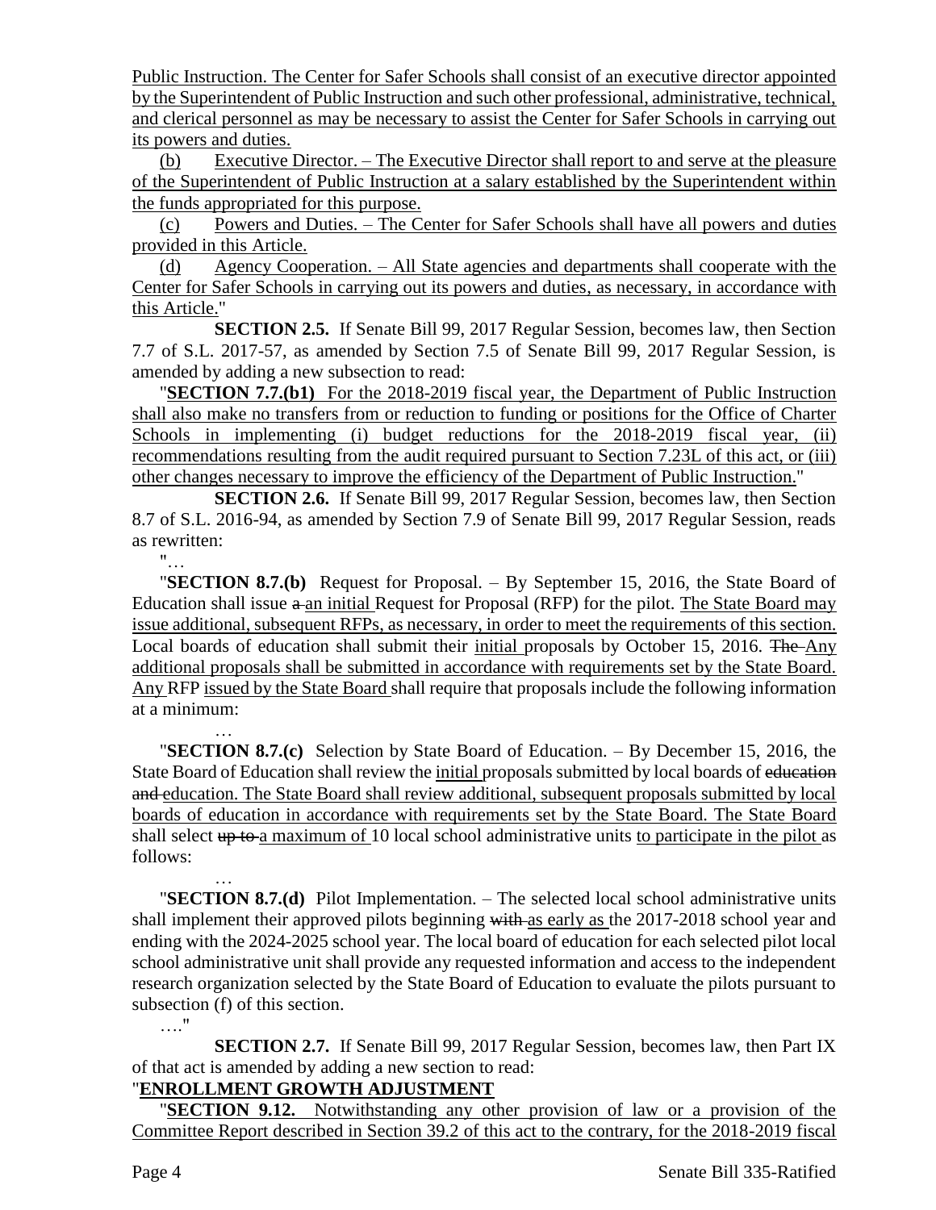Public Instruction. The Center for Safer Schools shall consist of an executive director appointed by the Superintendent of Public Instruction and such other professional, administrative, technical, and clerical personnel as may be necessary to assist the Center for Safer Schools in carrying out its powers and duties.

(b) Executive Director. – The Executive Director shall report to and serve at the pleasure of the Superintendent of Public Instruction at a salary established by the Superintendent within the funds appropriated for this purpose.

(c) Powers and Duties. – The Center for Safer Schools shall have all powers and duties provided in this Article.

(d) Agency Cooperation. – All State agencies and departments shall cooperate with the Center for Safer Schools in carrying out its powers and duties, as necessary, in accordance with this Article."

**SECTION 2.5.** If Senate Bill 99, 2017 Regular Session, becomes law, then Section 7.7 of S.L. 2017-57, as amended by Section 7.5 of Senate Bill 99, 2017 Regular Session, is amended by adding a new subsection to read:

"**SECTION 7.7.(b1)** For the 2018-2019 fiscal year, the Department of Public Instruction shall also make no transfers from or reduction to funding or positions for the Office of Charter Schools in implementing (i) budget reductions for the 2018-2019 fiscal year, (ii) recommendations resulting from the audit required pursuant to Section 7.23L of this act, or (iii) other changes necessary to improve the efficiency of the Department of Public Instruction."

**SECTION 2.6.** If Senate Bill 99, 2017 Regular Session, becomes law, then Section 8.7 of S.L. 2016-94, as amended by Section 7.9 of Senate Bill 99, 2017 Regular Session, reads as rewritten:

"…

"**SECTION 8.7.(b)** Request for Proposal. – By September 15, 2016, the State Board of Education shall issue ~~a~~ an initial Request for Proposal (RFP) for the pilot. The State Board may issue additional, subsequent RFPs, as necessary, in order to meet the requirements of this section. Local boards of education shall submit their initial proposals by October 15, 2016. ~~The~~ Any additional proposals shall be submitted in accordance with requirements set by the State Board. Any RFP issued by the State Board shall require that proposals include the following information at a minimum:

…

"**SECTION 8.7.(c)** Selection by State Board of Education. – By December 15, 2016, the State Board of Education shall review the initial proposals submitted by local boards of ~~education and~~ education. The State Board shall review additional, subsequent proposals submitted by local boards of education in accordance with requirements set by the State Board. The State Board shall select ~~up to~~ a maximum of 10 local school administrative units to participate in the pilot as follows:

…

"**SECTION 8.7.(d)** Pilot Implementation. – The selected local school administrative units shall implement their approved pilots beginning ~~with~~ as early as the 2017-2018 school year and ending with the 2024-2025 school year. The local board of education for each selected pilot local school administrative unit shall provide any requested information and access to the independent research organization selected by the State Board of Education to evaluate the pilots pursuant to subsection (f) of this section.

…."

**SECTION 2.7.** If Senate Bill 99, 2017 Regular Session, becomes law, then Part IX of that act is amended by adding a new section to read:

"**ENROLLMENT GROWTH ADJUSTMENT**

"**SECTION 9.12.** Notwithstanding any other provision of law or a provision of the Committee Report described in Section 39.2 of this act to the contrary, for the 2018-2019 fiscal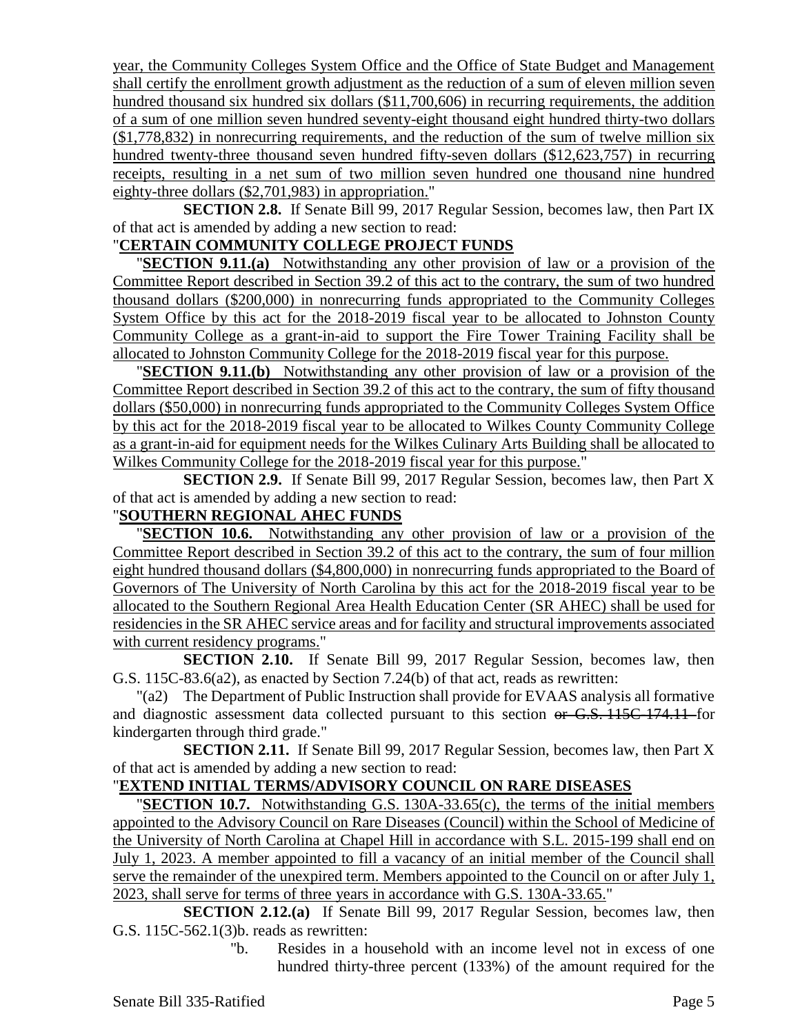year, the Community Colleges System Office and the Office of State Budget and Management shall certify the enrollment growth adjustment as the reduction of a sum of eleven million seven hundred thousand six hundred six dollars ($11,700,606) in recurring requirements, the addition of a sum of one million seven hundred seventy-eight thousand eight hundred thirty-two dollars ($1,778,832) in nonrecurring requirements, and the reduction of the sum of twelve million six hundred twenty-three thousand seven hundred fifty-seven dollars ($12,623,757) in recurring receipts, resulting in a net sum of two million seven hundred one thousand nine hundred eighty-three dollars ($2,701,983) in appropriation."

**SECTION 2.8.** If Senate Bill 99, 2017 Regular Session, becomes law, then Part IX of that act is amended by adding a new section to read:

"**CERTAIN COMMUNITY COLLEGE PROJECT FUNDS**

"**SECTION 9.11.(a)** Notwithstanding any other provision of law or a provision of the Committee Report described in Section 39.2 of this act to the contrary, the sum of two hundred thousand dollars ($200,000) in nonrecurring funds appropriated to the Community Colleges System Office by this act for the 2018-2019 fiscal year to be allocated to Johnston County Community College as a grant-in-aid to support the Fire Tower Training Facility shall be allocated to Johnston Community College for the 2018-2019 fiscal year for this purpose.

"**SECTION 9.11.(b)** Notwithstanding any other provision of law or a provision of the Committee Report described in Section 39.2 of this act to the contrary, the sum of fifty thousand dollars ($50,000) in nonrecurring funds appropriated to the Community Colleges System Office by this act for the 2018-2019 fiscal year to be allocated to Wilkes County Community College as a grant-in-aid for equipment needs for the Wilkes Culinary Arts Building shall be allocated to Wilkes Community College for the 2018-2019 fiscal year for this purpose."

**SECTION 2.9.** If Senate Bill 99, 2017 Regular Session, becomes law, then Part X of that act is amended by adding a new section to read:

"**SOUTHERN REGIONAL AHEC FUNDS**

"**SECTION 10.6.** Notwithstanding any other provision of law or a provision of the Committee Report described in Section 39.2 of this act to the contrary, the sum of four million eight hundred thousand dollars ($4,800,000) in nonrecurring funds appropriated to the Board of Governors of The University of North Carolina by this act for the 2018-2019 fiscal year to be allocated to the Southern Regional Area Health Education Center (SR AHEC) shall be used for residencies in the SR AHEC service areas and for facility and structural improvements associated with current residency programs."

**SECTION 2.10.** If Senate Bill 99, 2017 Regular Session, becomes law, then G.S. 115C-83.6(a2), as enacted by Section 7.24(b) of that act, reads as rewritten:

"(a2) The Department of Public Instruction shall provide for EVAAS analysis all formative and diagnostic assessment data collected pursuant to this section ~~or G.S. 115C-174.11~~ for kindergarten through third grade."

**SECTION 2.11.** If Senate Bill 99, 2017 Regular Session, becomes law, then Part X of that act is amended by adding a new section to read:

"**EXTEND INITIAL TERMS/ADVISORY COUNCIL ON RARE DISEASES**

"**SECTION 10.7.** Notwithstanding G.S. 130A-33.65(c), the terms of the initial members appointed to the Advisory Council on Rare Diseases (Council) within the School of Medicine of the University of North Carolina at Chapel Hill in accordance with S.L. 2015-199 shall end on July 1, 2023. A member appointed to fill a vacancy of an initial member of the Council shall serve the remainder of the unexpired term. Members appointed to the Council on or after July 1, 2023, shall serve for terms of three years in accordance with G.S. 130A-33.65."

**SECTION 2.12.(a)** If Senate Bill 99, 2017 Regular Session, becomes law, then G.S. 115C-562.1(3)b. reads as rewritten:

"b. Resides in a household with an income level not in excess of one hundred thirty-three percent (133%) of the amount required for the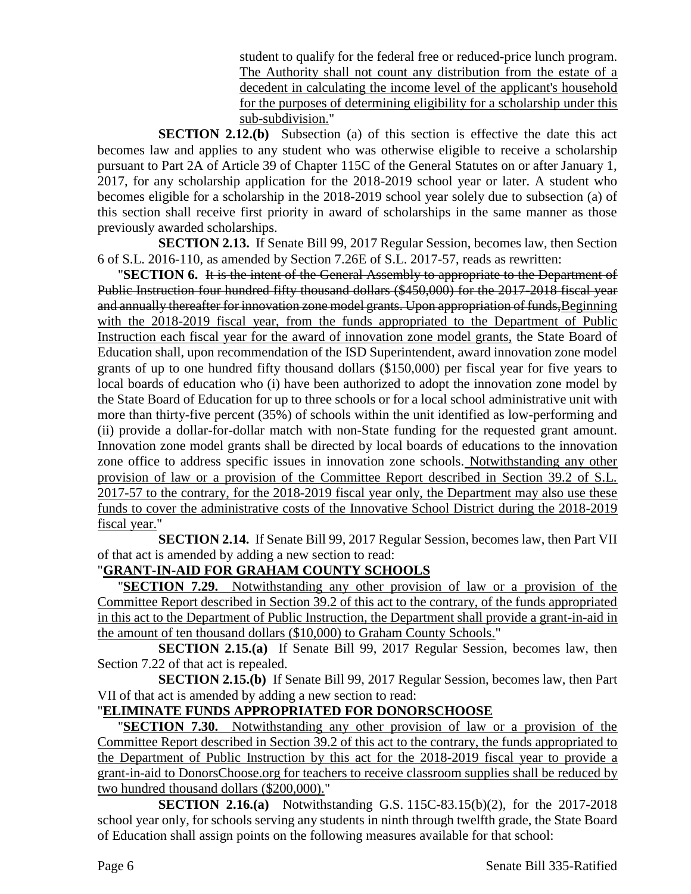student to qualify for the federal free or reduced-price lunch program. <u>The Authority shall not count any distribution from the estate of a decedent in calculating the income level of the applicant's household for the purposes of determining eligibility for a scholarship under this sub-subdivision.</u>"

**SECTION 2.12.(b)** Subsection (a) of this section is effective the date this act becomes law and applies to any student who was otherwise eligible to receive a scholarship pursuant to Part 2A of Article 39 of Chapter 115C of the General Statutes on or after January 1, 2017, for any scholarship application for the 2018-2019 school year or later. A student who becomes eligible for a scholarship in the 2018-2019 school year solely due to subsection (a) of this section shall receive first priority in award of scholarships in the same manner as those previously awarded scholarships.

**SECTION 2.13.** If Senate Bill 99, 2017 Regular Session, becomes law, then Section 6 of S.L. 2016-110, as amended by Section 7.26E of S.L. 2017-57, reads as rewritten:

"**SECTION 6.** ~~It is the intent of the General Assembly to appropriate to the Department of Public Instruction four hundred fifty thousand dollars ($450,000) for the 2017-2018 fiscal year and annually thereafter for innovation zone model grants. Upon appropriation of funds,~~<u>Beginning with the 2018-2019 fiscal year, from the funds appropriated to the Department of Public Instruction each fiscal year for the award of innovation zone model grants,</u> the State Board of Education shall, upon recommendation of the ISD Superintendent, award innovation zone model grants of up to one hundred fifty thousand dollars ($150,000) per fiscal year for five years to local boards of education who (i) have been authorized to adopt the innovation zone model by the State Board of Education for up to three schools or for a local school administrative unit with more than thirty-five percent (35%) of schools within the unit identified as low-performing and (ii) provide a dollar-for-dollar match with non-State funding for the requested grant amount. Innovation zone model grants shall be directed by local boards of educations to the innovation zone office to address specific issues in innovation zone schools. <u>Notwithstanding any other provision of law or a provision of the Committee Report described in Section 39.2 of S.L. 2017-57 to the contrary, for the 2018-2019 fiscal year only, the Department may also use these funds to cover the administrative costs of the Innovative School District during the 2018-2019 fiscal year.</u>"

**SECTION 2.14.** If Senate Bill 99, 2017 Regular Session, becomes law, then Part VII of that act is amended by adding a new section to read:

"**<u>GRANT-IN-AID FOR GRAHAM COUNTY SCHOOLS</u>**

"**<u>SECTION 7.29.</u>** <u>Notwithstanding any other provision of law or a provision of the Committee Report described in Section 39.2 of this act to the contrary, of the funds appropriated in this act to the Department of Public Instruction, the Department shall provide a grant-in-aid in the amount of ten thousand dollars ($10,000) to Graham County Schools.</u>"

**SECTION 2.15.(a)** If Senate Bill 99, 2017 Regular Session, becomes law, then Section 7.22 of that act is repealed.

**SECTION 2.15.(b)** If Senate Bill 99, 2017 Regular Session, becomes law, then Part VII of that act is amended by adding a new section to read:

"**<u>ELIMINATE FUNDS APPROPRIATED FOR DONORSCHOOSE</u>**

"**<u>SECTION 7.30.</u>** <u>Notwithstanding any other provision of law or a provision of the Committee Report described in Section 39.2 of this act to the contrary, the funds appropriated to the Department of Public Instruction by this act for the 2018-2019 fiscal year to provide a grant-in-aid to DonorsChoose.org for teachers to receive classroom supplies shall be reduced by two hundred thousand dollars ($200,000).</u>"

**SECTION 2.16.(a)** Notwithstanding G.S. 115C-83.15(b)(2), for the 2017-2018 school year only, for schools serving any students in ninth through twelfth grade, the State Board of Education shall assign points on the following measures available for that school: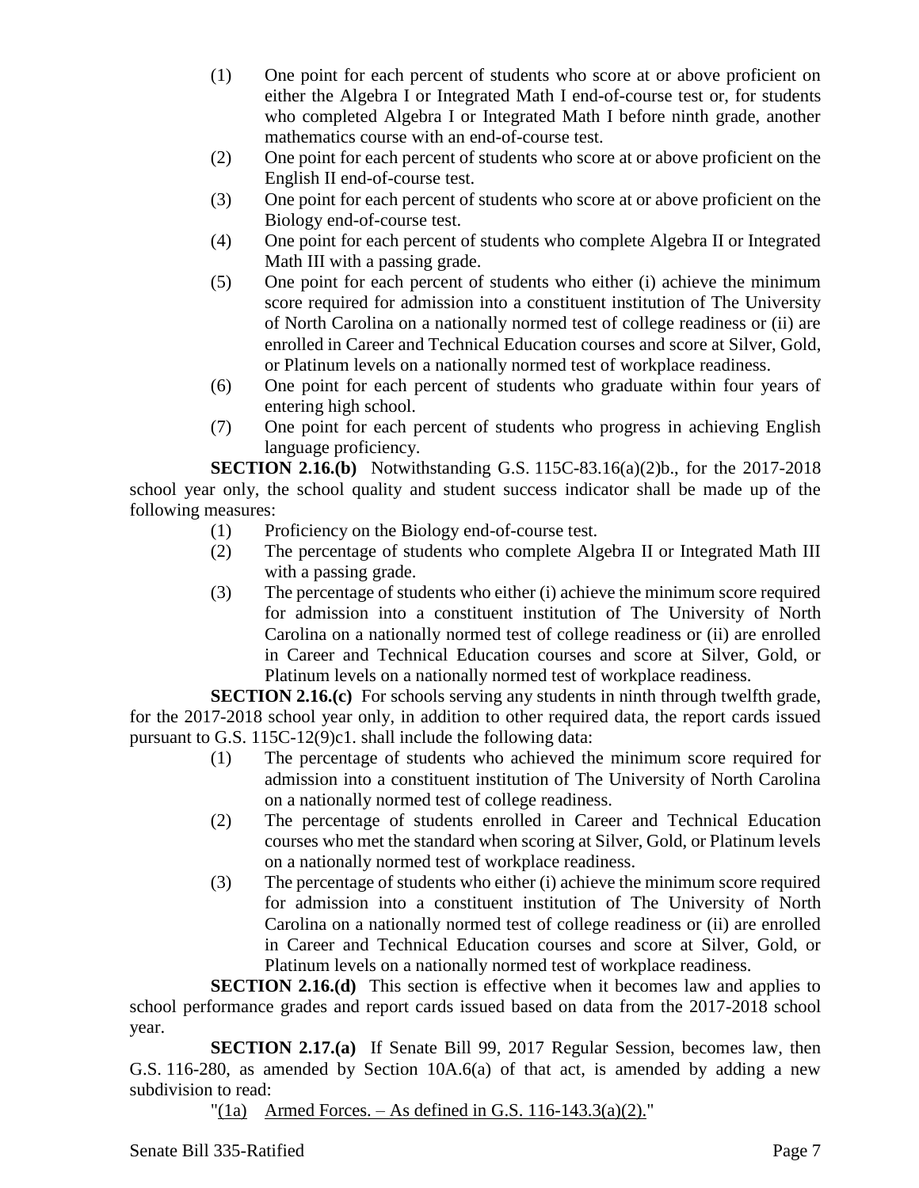(1) One point for each percent of students who score at or above proficient on either the Algebra I or Integrated Math I end-of-course test or, for students who completed Algebra I or Integrated Math I before ninth grade, another mathematics course with an end-of-course test.

(2) One point for each percent of students who score at or above proficient on the English II end-of-course test.

(3) One point for each percent of students who score at or above proficient on the Biology end-of-course test.

(4) One point for each percent of students who complete Algebra II or Integrated Math III with a passing grade.

(5) One point for each percent of students who either (i) achieve the minimum score required for admission into a constituent institution of The University of North Carolina on a nationally normed test of college readiness or (ii) are enrolled in Career and Technical Education courses and score at Silver, Gold, or Platinum levels on a nationally normed test of workplace readiness.

(6) One point for each percent of students who graduate within four years of entering high school.

(7) One point for each percent of students who progress in achieving English language proficiency.

**SECTION 2.16.(b)** Notwithstanding G.S. 115C-83.16(a)(2)b., for the 2017-2018 school year only, the school quality and student success indicator shall be made up of the following measures:

(1) Proficiency on the Biology end-of-course test.

(2) The percentage of students who complete Algebra II or Integrated Math III with a passing grade.

(3) The percentage of students who either (i) achieve the minimum score required for admission into a constituent institution of The University of North Carolina on a nationally normed test of college readiness or (ii) are enrolled in Career and Technical Education courses and score at Silver, Gold, or Platinum levels on a nationally normed test of workplace readiness.

**SECTION 2.16.(c)** For schools serving any students in ninth through twelfth grade, for the 2017-2018 school year only, in addition to other required data, the report cards issued pursuant to G.S. 115C-12(9)c1. shall include the following data:

(1) The percentage of students who achieved the minimum score required for admission into a constituent institution of The University of North Carolina on a nationally normed test of college readiness.

(2) The percentage of students enrolled in Career and Technical Education courses who met the standard when scoring at Silver, Gold, or Platinum levels on a nationally normed test of workplace readiness.

(3) The percentage of students who either (i) achieve the minimum score required for admission into a constituent institution of The University of North Carolina on a nationally normed test of college readiness or (ii) are enrolled in Career and Technical Education courses and score at Silver, Gold, or Platinum levels on a nationally normed test of workplace readiness.

**SECTION 2.16.(d)** This section is effective when it becomes law and applies to school performance grades and report cards issued based on data from the 2017-2018 school year.

**SECTION 2.17.(a)** If Senate Bill 99, 2017 Regular Session, becomes law, then G.S. 116-280, as amended by Section 10A.6(a) of that act, is amended by adding a new subdivision to read:

"(1a) Armed Forces. – As defined in G.S. 116-143.3(a)(2)."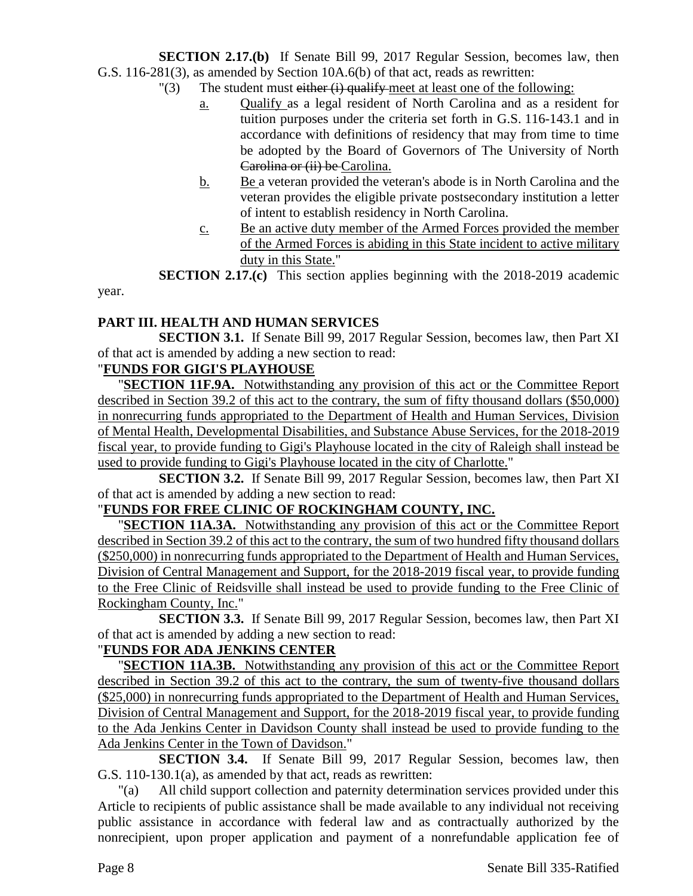**SECTION 2.17.(b)** If Senate Bill 99, 2017 Regular Session, becomes law, then G.S. 116-281(3), as amended by Section 10A.6(b) of that act, reads as rewritten:

"(3) The student must ~~either (i) qualify~~ meet at least one of the following:

a. Qualify as a legal resident of North Carolina and as a resident for tuition purposes under the criteria set forth in G.S. 116-143.1 and in accordance with definitions of residency that may from time to time be adopted by the Board of Governors of The University of North ~~Carolina or (ii) be~~ Carolina.

b. Be a veteran provided the veteran's abode is in North Carolina and the veteran provides the eligible private postsecondary institution a letter of intent to establish residency in North Carolina.

c. Be an active duty member of the Armed Forces provided the member of the Armed Forces is abiding in this State incident to active military duty in this State."

**SECTION 2.17.(c)** This section applies beginning with the 2018-2019 academic year.

**PART III. HEALTH AND HUMAN SERVICES**

**SECTION 3.1.** If Senate Bill 99, 2017 Regular Session, becomes law, then Part XI of that act is amended by adding a new section to read:

"**FUNDS FOR GIGI'S PLAYHOUSE**

"**SECTION 11F.9A.** Notwithstanding any provision of this act or the Committee Report described in Section 39.2 of this act to the contrary, the sum of fifty thousand dollars ($50,000) in nonrecurring funds appropriated to the Department of Health and Human Services, Division of Mental Health, Developmental Disabilities, and Substance Abuse Services, for the 2018-2019 fiscal year, to provide funding to Gigi's Playhouse located in the city of Raleigh shall instead be used to provide funding to Gigi's Playhouse located in the city of Charlotte."

**SECTION 3.2.** If Senate Bill 99, 2017 Regular Session, becomes law, then Part XI of that act is amended by adding a new section to read:

"**FUNDS FOR FREE CLINIC OF ROCKINGHAM COUNTY, INC.**

"**SECTION 11A.3A.** Notwithstanding any provision of this act or the Committee Report described in Section 39.2 of this act to the contrary, the sum of two hundred fifty thousand dollars ($250,000) in nonrecurring funds appropriated to the Department of Health and Human Services, Division of Central Management and Support, for the 2018-2019 fiscal year, to provide funding to the Free Clinic of Reidsville shall instead be used to provide funding to the Free Clinic of Rockingham County, Inc."

**SECTION 3.3.** If Senate Bill 99, 2017 Regular Session, becomes law, then Part XI of that act is amended by adding a new section to read:

"**FUNDS FOR ADA JENKINS CENTER**

"**SECTION 11A.3B.** Notwithstanding any provision of this act or the Committee Report described in Section 39.2 of this act to the contrary, the sum of twenty-five thousand dollars ($25,000) in nonrecurring funds appropriated to the Department of Health and Human Services, Division of Central Management and Support, for the 2018-2019 fiscal year, to provide funding to the Ada Jenkins Center in Davidson County shall instead be used to provide funding to the Ada Jenkins Center in the Town of Davidson."

**SECTION 3.4.** If Senate Bill 99, 2017 Regular Session, becomes law, then G.S. 110-130.1(a), as amended by that act, reads as rewritten:

"(a) All child support collection and paternity determination services provided under this Article to recipients of public assistance shall be made available to any individual not receiving public assistance in accordance with federal law and as contractually authorized by the nonrecipient, upon proper application and payment of a nonrefundable application fee of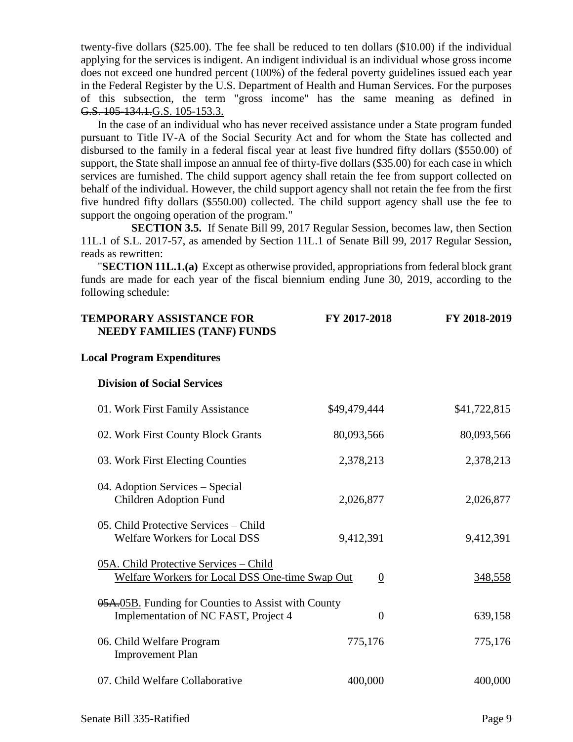twenty-five dollars ($25.00). The fee shall be reduced to ten dollars ($10.00) if the individual applying for the services is indigent. An indigent individual is an individual whose gross income does not exceed one hundred percent (100%) of the federal poverty guidelines issued each year in the Federal Register by the U.S. Department of Health and Human Services. For the purposes of this subsection, the term "gross income" has the same meaning as defined in ~~G.S. 105-134.1.~~G.S. 105-153.3.

In the case of an individual who has never received assistance under a State program funded pursuant to Title IV-A of the Social Security Act and for whom the State has collected and disbursed to the family in a federal fiscal year at least five hundred fifty dollars ($550.00) of support, the State shall impose an annual fee of thirty-five dollars ($35.00) for each case in which services are furnished. The child support agency shall retain the fee from support collected on behalf of the individual. However, the child support agency shall not retain the fee from the first five hundred fifty dollars ($550.00) collected. The child support agency shall use the fee to support the ongoing operation of the program."

**SECTION 3.5.** If Senate Bill 99, 2017 Regular Session, becomes law, then Section 11L.1 of S.L. 2017-57, as amended by Section 11L.1 of Senate Bill 99, 2017 Regular Session, reads as rewritten:

"**SECTION 11L.1.(a)** Except as otherwise provided, appropriations from federal block grant funds are made for each year of the fiscal biennium ending June 30, 2019, according to the following schedule:

| TEMPORARY ASSISTANCE FOR NEEDY FAMILIES (TANF) FUNDS | FY 2017-2018 | FY 2018-2019 |
|---|---|---|
| **Local Program Expenditures** | | |
| **Division of Social Services** | | |
| 01. Work First Family Assistance | $49,479,444 | $41,722,815 |
| 02. Work First County Block Grants | 80,093,566 | 80,093,566 |
| 03. Work First Electing Counties | 2,378,213 | 2,378,213 |
| 04. Adoption Services – Special Children Adoption Fund | 2,026,877 | 2,026,877 |
| 05. Child Protective Services – Child Welfare Workers for Local DSS | 9,412,391 | 9,412,391 |
| <u>05A. Child Protective Services – Child Welfare Workers for Local DSS One-time Swap Out</u> | <u>0</u> | <u>348,558</u> |
| ~~05A.~~<u>05B.</u> Funding for Counties to Assist with County Implementation of NC FAST, Project 4 | 0 | 639,158 |
| 06. Child Welfare Program Improvement Plan | 775,176 | 775,176 |
| 07. Child Welfare Collaborative | 400,000 | 400,000 |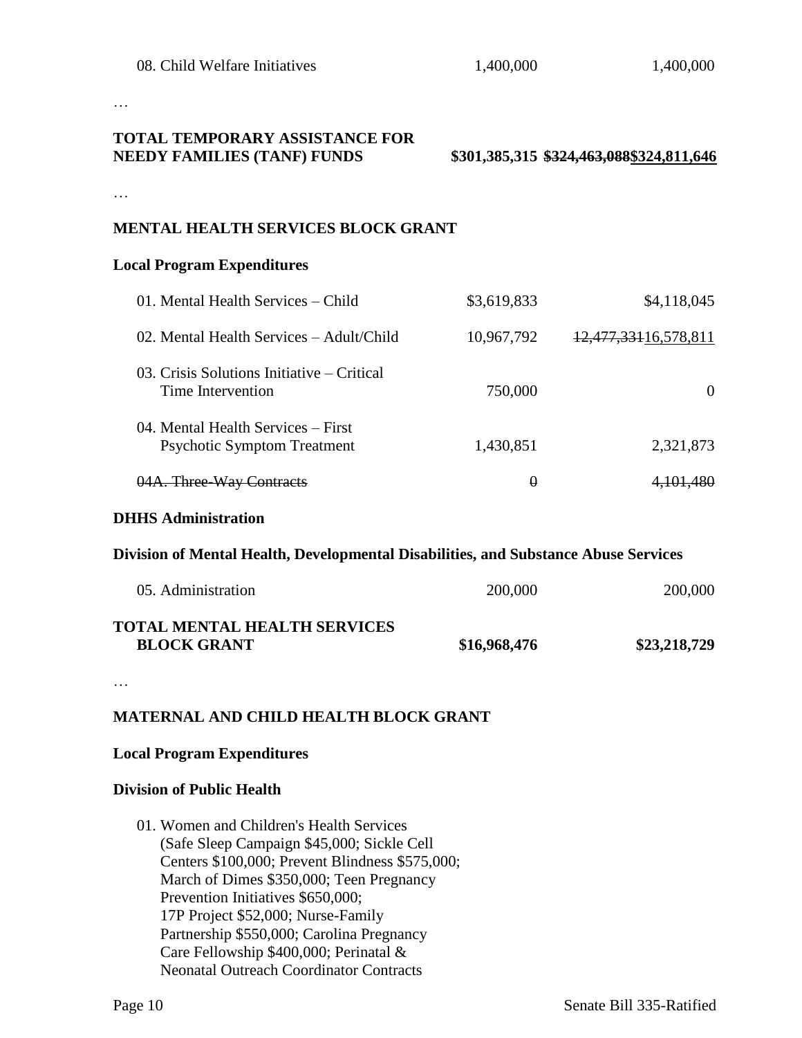| | | |
|---|---|---|
| 08. Child Welfare Initiatives | 1,400,000 | 1,400,000 |

…

| | | |
|---|---|---|
| **TOTAL TEMPORARY ASSISTANCE FOR NEEDY FAMILIES (TANF) FUNDS** | **\$301,385,315** | **~~\$324,463,088~~<u>\$324,811,646</u>** |

…

**MENTAL HEALTH SERVICES BLOCK GRANT**

**Local Program Expenditures**

| | | |
|---|---|---|
| 01. Mental Health Services – Child | \$3,619,833 | \$4,118,045 |
| 02. Mental Health Services – Adult/Child | 10,967,792 | ~~12,477,331~~<u>16,578,811</u> |
| 03. Crisis Solutions Initiative – Critical Time Intervention | 750,000 | 0 |
| 04. Mental Health Services – First Psychotic Symptom Treatment | 1,430,851 | 2,321,873 |
| ~~04A. Three-Way Contracts~~ | ~~0~~ | ~~4,101,480~~ |

**DHHS Administration**

**Division of Mental Health, Developmental Disabilities, and Substance Abuse Services**

| | | |
|---|---|---|
| 05. Administration | 200,000 | 200,000 |
| **TOTAL MENTAL HEALTH SERVICES BLOCK GRANT** | **\$16,968,476** | **\$23,218,729** |

…

**MATERNAL AND CHILD HEALTH BLOCK GRANT**

**Local Program Expenditures**

**Division of Public Health**

01. Women and Children's Health Services (Safe Sleep Campaign \$45,000; Sickle Cell Centers \$100,000; Prevent Blindness \$575,000; March of Dimes \$350,000; Teen Pregnancy Prevention Initiatives \$650,000; 17P Project \$52,000; Nurse-Family Partnership \$550,000; Carolina Pregnancy Care Fellowship \$400,000; Perinatal & Neonatal Outreach Coordinator Contracts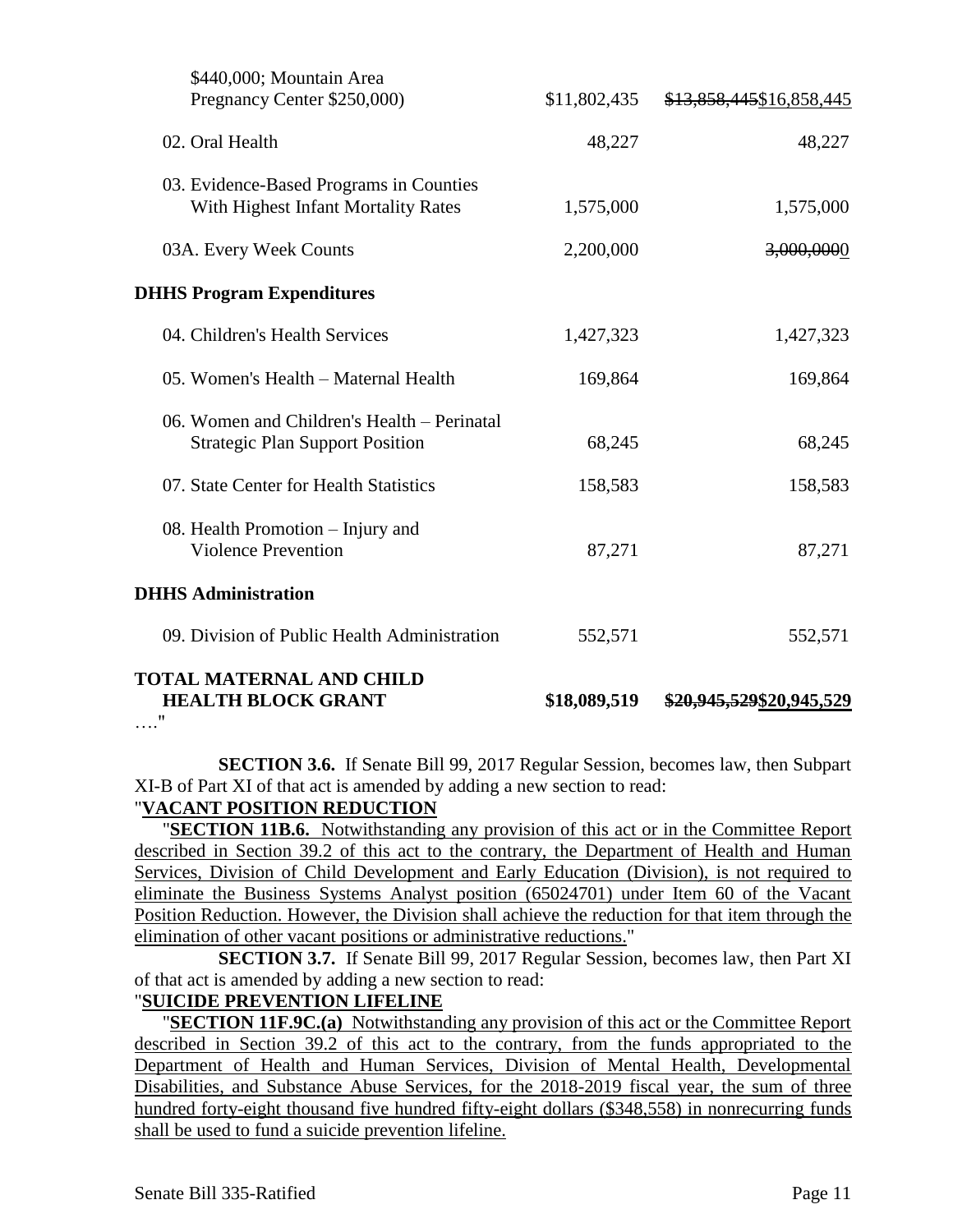| | | |
|---|---|---|
| \$440,000; Mountain Area Pregnancy Center \$250,000) | \$11,802,435 | ~~\$13,858,445~~\$16,858,445 |
| 02. Oral Health | 48,227 | 48,227 |
| 03. Evidence-Based Programs in Counties With Highest Infant Mortality Rates | 1,575,000 | 1,575,000 |
| 03A. Every Week Counts | 2,200,000 | ~~3,000,000~~0 |
| **DHHS Program Expenditures** | | |
| 04. Children's Health Services | 1,427,323 | 1,427,323 |
| 05. Women's Health – Maternal Health | 169,864 | 169,864 |
| 06. Women and Children's Health – Perinatal Strategic Plan Support Position | 68,245 | 68,245 |
| 07. State Center for Health Statistics | 158,583 | 158,583 |
| 08. Health Promotion – Injury and Violence Prevention | 87,271 | 87,271 |
| **DHHS Administration** | | |
| 09. Division of Public Health Administration | 552,571 | 552,571 |
| **TOTAL MATERNAL AND CHILD HEALTH BLOCK GRANT** | **\$18,089,519** | **~~\$20,945,529~~\$20,945,529** |

…."

**SECTION 3.6.** If Senate Bill 99, 2017 Regular Session, becomes law, then Subpart XI-B of Part XI of that act is amended by adding a new section to read:

"**<u>VACANT POSITION REDUCTION</u>**

"<u>**SECTION 11B.6.** Notwithstanding any provision of this act or in the Committee Report described in Section 39.2 of this act to the contrary, the Department of Health and Human Services, Division of Child Development and Early Education (Division), is not required to eliminate the Business Systems Analyst position (65024701) under Item 60 of the Vacant Position Reduction. However, the Division shall achieve the reduction for that item through the elimination of other vacant positions or administrative reductions.</u>"

**SECTION 3.7.** If Senate Bill 99, 2017 Regular Session, becomes law, then Part XI of that act is amended by adding a new section to read:

"**<u>SUICIDE PREVENTION LIFELINE</u>**

"<u>**SECTION 11F.9C.(a)** Notwithstanding any provision of this act or the Committee Report described in Section 39.2 of this act to the contrary, from the funds appropriated to the Department of Health and Human Services, Division of Mental Health, Developmental Disabilities, and Substance Abuse Services, for the 2018-2019 fiscal year, the sum of three hundred forty-eight thousand five hundred fifty-eight dollars (\$348,558) in nonrecurring funds shall be used to fund a suicide prevention lifeline.</u>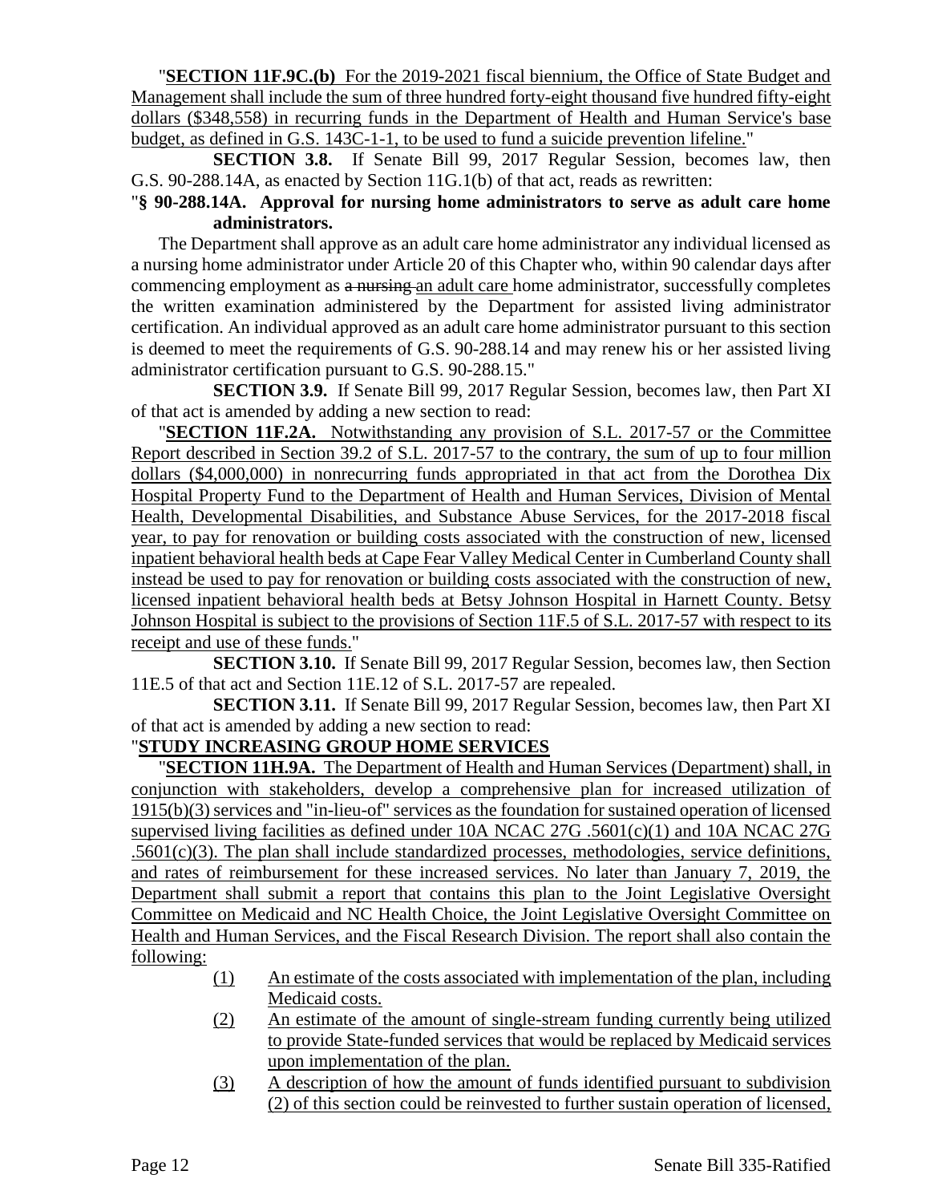"**SECTION 11F.9C.(b)** For the 2019-2021 fiscal biennium, the Office of State Budget and Management shall include the sum of three hundred forty-eight thousand five hundred fifty-eight dollars ($348,558) in recurring funds in the Department of Health and Human Service's base budget, as defined in G.S. 143C-1-1, to be used to fund a suicide prevention lifeline."

**SECTION 3.8.** If Senate Bill 99, 2017 Regular Session, becomes law, then G.S. 90-288.14A, as enacted by Section 11G.1(b) of that act, reads as rewritten:

"**§ 90-288.14A. Approval for nursing home administrators to serve as adult care home administrators.**

The Department shall approve as an adult care home administrator any individual licensed as a nursing home administrator under Article 20 of this Chapter who, within 90 calendar days after commencing employment as ~~a nursing~~ an adult care home administrator, successfully completes the written examination administered by the Department for assisted living administrator certification. An individual approved as an adult care home administrator pursuant to this section is deemed to meet the requirements of G.S. 90-288.14 and may renew his or her assisted living administrator certification pursuant to G.S. 90-288.15."

**SECTION 3.9.** If Senate Bill 99, 2017 Regular Session, becomes law, then Part XI of that act is amended by adding a new section to read:

"**SECTION 11F.2A.** Notwithstanding any provision of S.L. 2017-57 or the Committee Report described in Section 39.2 of S.L. 2017-57 to the contrary, the sum of up to four million dollars ($4,000,000) in nonrecurring funds appropriated in that act from the Dorothea Dix Hospital Property Fund to the Department of Health and Human Services, Division of Mental Health, Developmental Disabilities, and Substance Abuse Services, for the 2017-2018 fiscal year, to pay for renovation or building costs associated with the construction of new, licensed inpatient behavioral health beds at Cape Fear Valley Medical Center in Cumberland County shall instead be used to pay for renovation or building costs associated with the construction of new, licensed inpatient behavioral health beds at Betsy Johnson Hospital in Harnett County. Betsy Johnson Hospital is subject to the provisions of Section 11F.5 of S.L. 2017-57 with respect to its receipt and use of these funds."

**SECTION 3.10.** If Senate Bill 99, 2017 Regular Session, becomes law, then Section 11E.5 of that act and Section 11E.12 of S.L. 2017-57 are repealed.

**SECTION 3.11.** If Senate Bill 99, 2017 Regular Session, becomes law, then Part XI of that act is amended by adding a new section to read:

"**STUDY INCREASING GROUP HOME SERVICES**

"**SECTION 11H.9A.** The Department of Health and Human Services (Department) shall, in conjunction with stakeholders, develop a comprehensive plan for increased utilization of 1915(b)(3) services and "in-lieu-of" services as the foundation for sustained operation of licensed supervised living facilities as defined under 10A NCAC 27G .5601(c)(1) and 10A NCAC 27G .5601(c)(3). The plan shall include standardized processes, methodologies, service definitions, and rates of reimbursement for these increased services. No later than January 7, 2019, the Department shall submit a report that contains this plan to the Joint Legislative Oversight Committee on Medicaid and NC Health Choice, the Joint Legislative Oversight Committee on Health and Human Services, and the Fiscal Research Division. The report shall also contain the following:

(1) An estimate of the costs associated with implementation of the plan, including Medicaid costs.

(2) An estimate of the amount of single-stream funding currently being utilized to provide State-funded services that would be replaced by Medicaid services upon implementation of the plan.

(3) A description of how the amount of funds identified pursuant to subdivision (2) of this section could be reinvested to further sustain operation of licensed,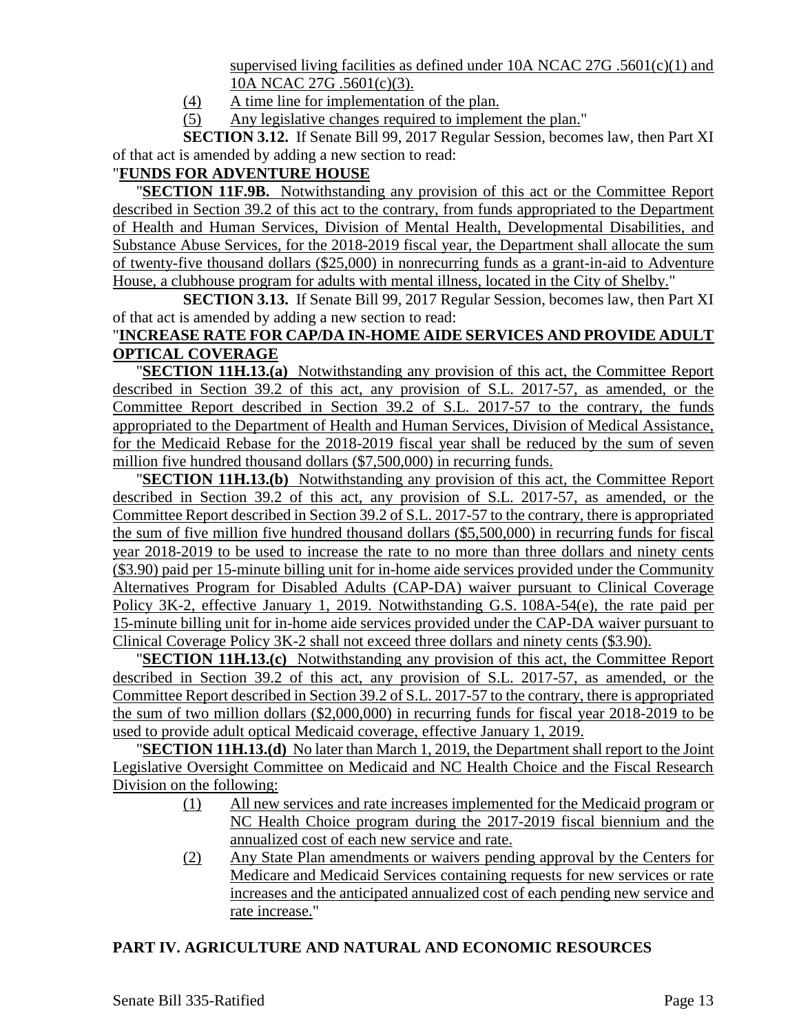supervised living facilities as defined under 10A NCAC 27G .5601(c)(1) and 10A NCAC 27G .5601(c)(3).

(4) A time line for implementation of the plan.

(5) Any legislative changes required to implement the plan."

**SECTION 3.12.** If Senate Bill 99, 2017 Regular Session, becomes law, then Part XI of that act is amended by adding a new section to read:

"**FUNDS FOR ADVENTURE HOUSE**

"**SECTION 11F.9B.** Notwithstanding any provision of this act or the Committee Report described in Section 39.2 of this act to the contrary, from funds appropriated to the Department of Health and Human Services, Division of Mental Health, Developmental Disabilities, and Substance Abuse Services, for the 2018-2019 fiscal year, the Department shall allocate the sum of twenty-five thousand dollars ($25,000) in nonrecurring funds as a grant-in-aid to Adventure House, a clubhouse program for adults with mental illness, located in the City of Shelby."

**SECTION 3.13.** If Senate Bill 99, 2017 Regular Session, becomes law, then Part XI of that act is amended by adding a new section to read:

"**INCREASE RATE FOR CAP/DA IN-HOME AIDE SERVICES AND PROVIDE ADULT OPTICAL COVERAGE**

"**SECTION 11H.13.(a)** Notwithstanding any provision of this act, the Committee Report described in Section 39.2 of this act, any provision of S.L. 2017-57, as amended, or the Committee Report described in Section 39.2 of S.L. 2017-57 to the contrary, the funds appropriated to the Department of Health and Human Services, Division of Medical Assistance, for the Medicaid Rebase for the 2018-2019 fiscal year shall be reduced by the sum of seven million five hundred thousand dollars ($7,500,000) in recurring funds.

"**SECTION 11H.13.(b)** Notwithstanding any provision of this act, the Committee Report described in Section 39.2 of this act, any provision of S.L. 2017-57, as amended, or the Committee Report described in Section 39.2 of S.L. 2017-57 to the contrary, there is appropriated the sum of five million five hundred thousand dollars ($5,500,000) in recurring funds for fiscal year 2018-2019 to be used to increase the rate to no more than three dollars and ninety cents ($3.90) paid per 15-minute billing unit for in-home aide services provided under the Community Alternatives Program for Disabled Adults (CAP-DA) waiver pursuant to Clinical Coverage Policy 3K-2, effective January 1, 2019. Notwithstanding G.S. 108A-54(e), the rate paid per 15-minute billing unit for in-home aide services provided under the CAP-DA waiver pursuant to Clinical Coverage Policy 3K-2 shall not exceed three dollars and ninety cents ($3.90).

"**SECTION 11H.13.(c)** Notwithstanding any provision of this act, the Committee Report described in Section 39.2 of this act, any provision of S.L. 2017-57, as amended, or the Committee Report described in Section 39.2 of S.L. 2017-57 to the contrary, there is appropriated the sum of two million dollars ($2,000,000) in recurring funds for fiscal year 2018-2019 to be used to provide adult optical Medicaid coverage, effective January 1, 2019.

"**SECTION 11H.13.(d)** No later than March 1, 2019, the Department shall report to the Joint Legislative Oversight Committee on Medicaid and NC Health Choice and the Fiscal Research Division on the following:

(1) All new services and rate increases implemented for the Medicaid program or NC Health Choice program during the 2017-2019 fiscal biennium and the annualized cost of each new service and rate.

(2) Any State Plan amendments or waivers pending approval by the Centers for Medicare and Medicaid Services containing requests for new services or rate increases and the anticipated annualized cost of each pending new service and rate increase."

## PART IV. AGRICULTURE AND NATURAL AND ECONOMIC RESOURCES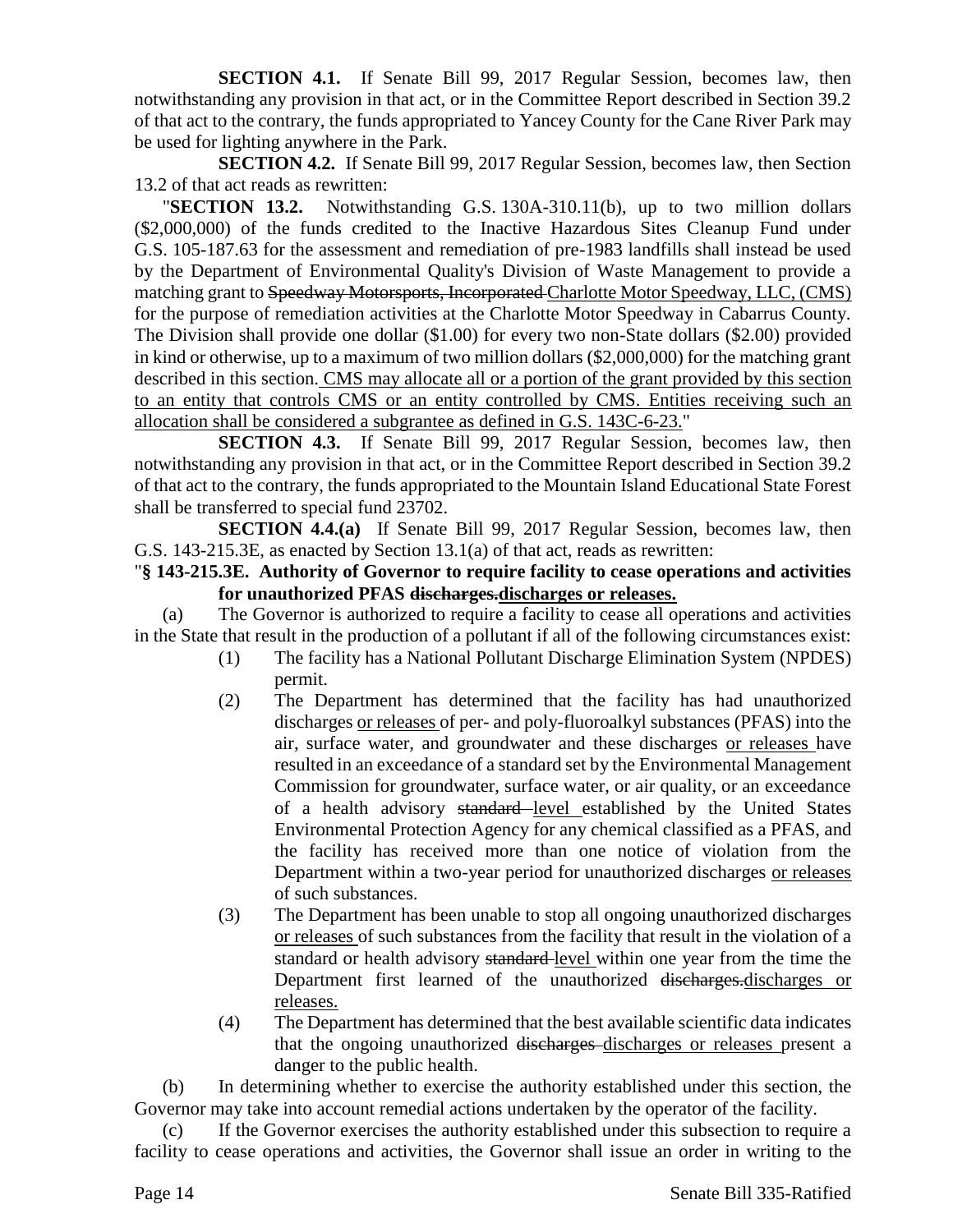**SECTION 4.1.** If Senate Bill 99, 2017 Regular Session, becomes law, then notwithstanding any provision in that act, or in the Committee Report described in Section 39.2 of that act to the contrary, the funds appropriated to Yancey County for the Cane River Park may be used for lighting anywhere in the Park.

**SECTION 4.2.** If Senate Bill 99, 2017 Regular Session, becomes law, then Section 13.2 of that act reads as rewritten:

"**SECTION 13.2.** Notwithstanding G.S. 130A-310.11(b), up to two million dollars ($2,000,000) of the funds credited to the Inactive Hazardous Sites Cleanup Fund under G.S. 105-187.63 for the assessment and remediation of pre-1983 landfills shall instead be used by the Department of Environmental Quality's Division of Waste Management to provide a matching grant to ~~Speedway Motorsports, Incorporated~~ <u>Charlotte Motor Speedway, LLC, (CMS)</u> for the purpose of remediation activities at the Charlotte Motor Speedway in Cabarrus County. The Division shall provide one dollar ($1.00) for every two non-State dollars ($2.00) provided in kind or otherwise, up to a maximum of two million dollars ($2,000,000) for the matching grant described in this section. <u>CMS may allocate all or a portion of the grant provided by this section to an entity that controls CMS or an entity controlled by CMS. Entities receiving such an allocation shall be considered a subgrantee as defined in G.S. 143C-6-23.</u>"

**SECTION 4.3.** If Senate Bill 99, 2017 Regular Session, becomes law, then notwithstanding any provision in that act, or in the Committee Report described in Section 39.2 of that act to the contrary, the funds appropriated to the Mountain Island Educational State Forest shall be transferred to special fund 23702.

**SECTION 4.4.(a)** If Senate Bill 99, 2017 Regular Session, becomes law, then G.S. 143-215.3E, as enacted by Section 13.1(a) of that act, reads as rewritten:

"**§ 143-215.3E. Authority of Governor to require facility to cease operations and activities for unauthorized PFAS ~~discharges.~~<u>discharges or releases.</u>**

(a) The Governor is authorized to require a facility to cease all operations and activities in the State that result in the production of a pollutant if all of the following circumstances exist:

(1) The facility has a National Pollutant Discharge Elimination System (NPDES) permit.

(2) The Department has determined that the facility has had unauthorized discharges <u>or releases</u> of per- and poly-fluoroalkyl substances (PFAS) into the air, surface water, and groundwater and these discharges <u>or releases</u> have resulted in an exceedance of a standard set by the Environmental Management Commission for groundwater, surface water, or air quality, or an exceedance of a health advisory ~~standard~~ <u>level</u> established by the United States Environmental Protection Agency for any chemical classified as a PFAS, and the facility has received more than one notice of violation from the Department within a two-year period for unauthorized discharges <u>or releases</u> of such substances.

(3) The Department has been unable to stop all ongoing unauthorized discharges <u>or releases</u> of such substances from the facility that result in the violation of a standard or health advisory ~~standard~~ <u>level</u> within one year from the time the Department first learned of the unauthorized ~~discharges.~~<u>discharges or releases.</u>

(4) The Department has determined that the best available scientific data indicates that the ongoing unauthorized ~~discharges~~ <u>discharges or releases</u> present a danger to the public health.

(b) In determining whether to exercise the authority established under this section, the Governor may take into account remedial actions undertaken by the operator of the facility.

(c) If the Governor exercises the authority established under this subsection to require a facility to cease operations and activities, the Governor shall issue an order in writing to the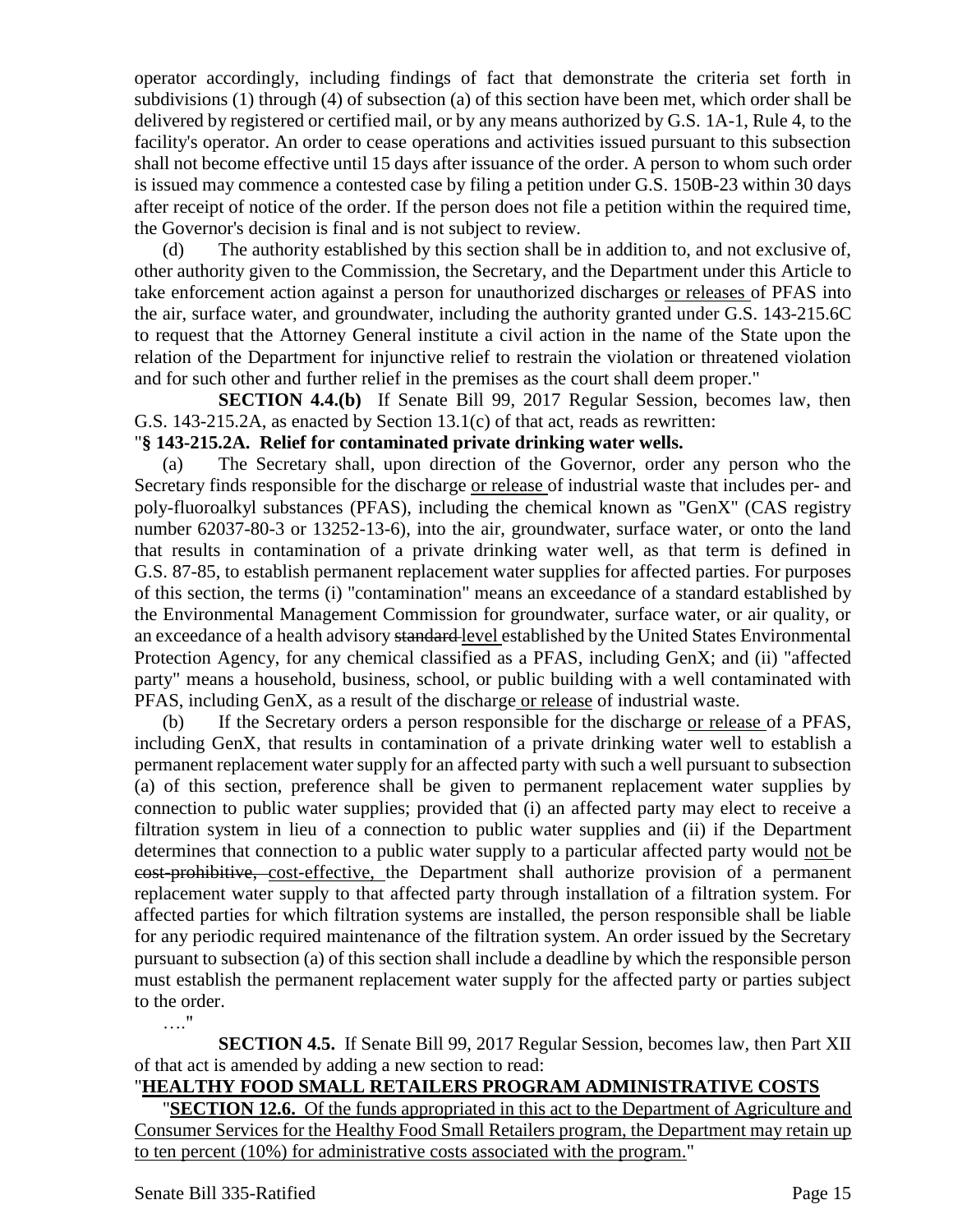operator accordingly, including findings of fact that demonstrate the criteria set forth in subdivisions (1) through (4) of subsection (a) of this section have been met, which order shall be delivered by registered or certified mail, or by any means authorized by G.S. 1A-1, Rule 4, to the facility's operator. An order to cease operations and activities issued pursuant to this subsection shall not become effective until 15 days after issuance of the order. A person to whom such order is issued may commence a contested case by filing a petition under G.S. 150B-23 within 30 days after receipt of notice of the order. If the person does not file a petition within the required time, the Governor's decision is final and is not subject to review.

(d) The authority established by this section shall be in addition to, and not exclusive of, other authority given to the Commission, the Secretary, and the Department under this Article to take enforcement action against a person for unauthorized discharges <u>or releases</u> of PFAS into the air, surface water, and groundwater, including the authority granted under G.S. 143-215.6C to request that the Attorney General institute a civil action in the name of the State upon the relation of the Department for injunctive relief to restrain the violation or threatened violation and for such other and further relief in the premises as the court shall deem proper."

**SECTION 4.4.(b)** If Senate Bill 99, 2017 Regular Session, becomes law, then G.S. 143-215.2A, as enacted by Section 13.1(c) of that act, reads as rewritten:

"**§ 143-215.2A. Relief for contaminated private drinking water wells.**

(a) The Secretary shall, upon direction of the Governor, order any person who the Secretary finds responsible for the discharge <u>or release</u> of industrial waste that includes per- and poly-fluoroalkyl substances (PFAS), including the chemical known as "GenX" (CAS registry number 62037-80-3 or 13252-13-6), into the air, groundwater, surface water, or onto the land that results in contamination of a private drinking water well, as that term is defined in G.S. 87-85, to establish permanent replacement water supplies for affected parties. For purposes of this section, the terms (i) "contamination" means an exceedance of a standard established by the Environmental Management Commission for groundwater, surface water, or air quality, or an exceedance of a health advisory ~~standard~~ <u>level</u> established by the United States Environmental Protection Agency, for any chemical classified as a PFAS, including GenX; and (ii) "affected party" means a household, business, school, or public building with a well contaminated with PFAS, including GenX, as a result of the discharge <u>or release</u> of industrial waste.

(b) If the Secretary orders a person responsible for the discharge <u>or release</u> of a PFAS, including GenX, that results in contamination of a private drinking water well to establish a permanent replacement water supply for an affected party with such a well pursuant to subsection (a) of this section, preference shall be given to permanent replacement water supplies by connection to public water supplies; provided that (i) an affected party may elect to receive a filtration system in lieu of a connection to public water supplies and (ii) if the Department determines that connection to a public water supply to a particular affected party would <u>not</u> be ~~cost-prohibitive,~~ <u>cost-effective,</u> the Department shall authorize provision of a permanent replacement water supply to that affected party through installation of a filtration system. For affected parties for which filtration systems are installed, the person responsible shall be liable for any periodic required maintenance of the filtration system. An order issued by the Secretary pursuant to subsection (a) of this section shall include a deadline by which the responsible person must establish the permanent replacement water supply for the affected party or parties subject to the order.

…."

**SECTION 4.5.** If Senate Bill 99, 2017 Regular Session, becomes law, then Part XII of that act is amended by adding a new section to read:

"**<u>HEALTHY FOOD SMALL RETAILERS PROGRAM ADMINISTRATIVE COSTS</u>**

"**<u>SECTION 12.6.</u>** <u>Of the funds appropriated in this act to the Department of Agriculture and Consumer Services for the Healthy Food Small Retailers program, the Department may retain up to ten percent (10%) for administrative costs associated with the program.</u>"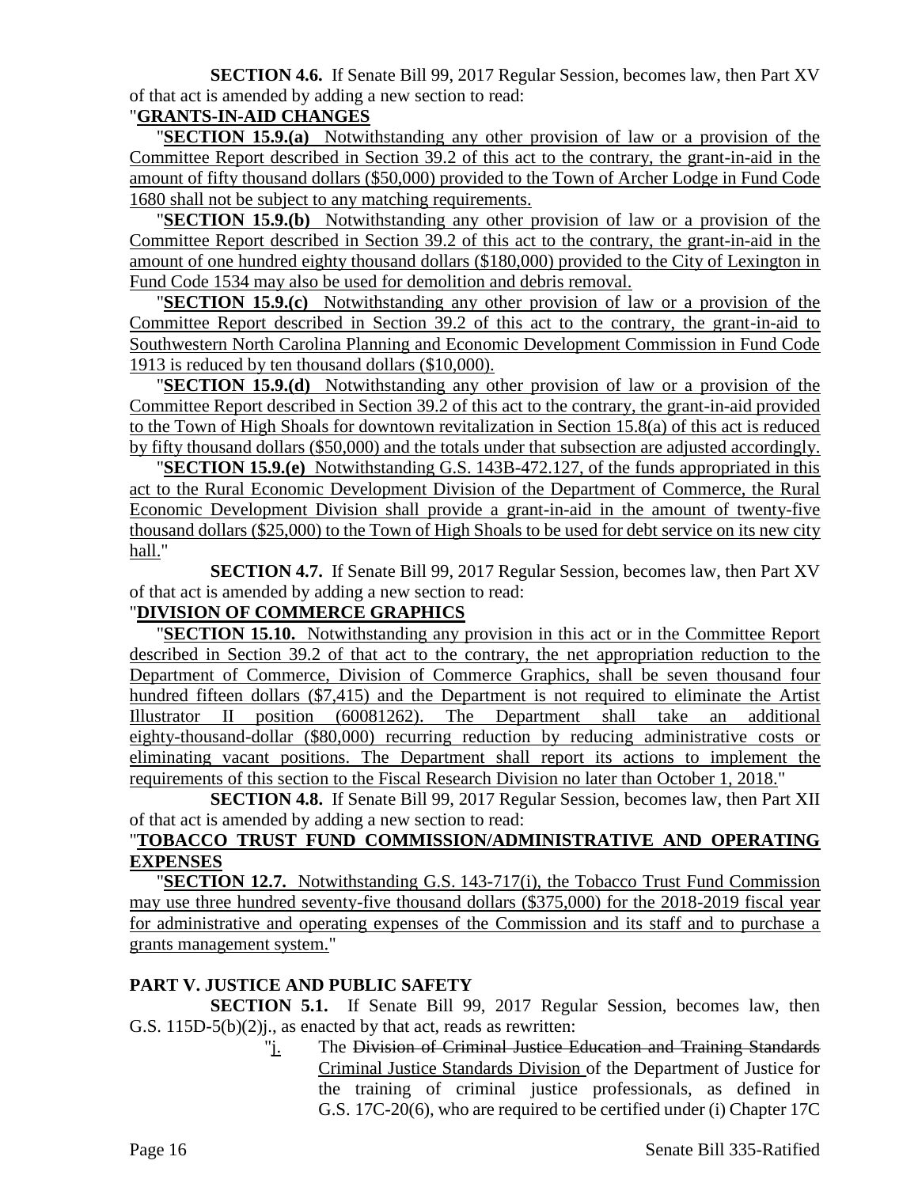**SECTION 4.6.** If Senate Bill 99, 2017 Regular Session, becomes law, then Part XV of that act is amended by adding a new section to read:

"**GRANTS-IN-AID CHANGES**

"**SECTION 15.9.(a)** Notwithstanding any other provision of law or a provision of the Committee Report described in Section 39.2 of this act to the contrary, the grant-in-aid in the amount of fifty thousand dollars ($50,000) provided to the Town of Archer Lodge in Fund Code 1680 shall not be subject to any matching requirements.

"**SECTION 15.9.(b)** Notwithstanding any other provision of law or a provision of the Committee Report described in Section 39.2 of this act to the contrary, the grant-in-aid in the amount of one hundred eighty thousand dollars ($180,000) provided to the City of Lexington in Fund Code 1534 may also be used for demolition and debris removal.

"**SECTION 15.9.(c)** Notwithstanding any other provision of law or a provision of the Committee Report described in Section 39.2 of this act to the contrary, the grant-in-aid to Southwestern North Carolina Planning and Economic Development Commission in Fund Code 1913 is reduced by ten thousand dollars ($10,000).

"**SECTION 15.9.(d)** Notwithstanding any other provision of law or a provision of the Committee Report described in Section 39.2 of this act to the contrary, the grant-in-aid provided to the Town of High Shoals for downtown revitalization in Section 15.8(a) of this act is reduced by fifty thousand dollars ($50,000) and the totals under that subsection are adjusted accordingly.

"**SECTION 15.9.(e)** Notwithstanding G.S. 143B-472.127, of the funds appropriated in this act to the Rural Economic Development Division of the Department of Commerce, the Rural Economic Development Division shall provide a grant-in-aid in the amount of twenty-five thousand dollars ($25,000) to the Town of High Shoals to be used for debt service on its new city hall."

**SECTION 4.7.** If Senate Bill 99, 2017 Regular Session, becomes law, then Part XV of that act is amended by adding a new section to read:

"**DIVISION OF COMMERCE GRAPHICS**

"**SECTION 15.10.** Notwithstanding any provision in this act or in the Committee Report described in Section 39.2 of that act to the contrary, the net appropriation reduction to the Department of Commerce, Division of Commerce Graphics, shall be seven thousand four hundred fifteen dollars ($7,415) and the Department is not required to eliminate the Artist Illustrator II position (60081262). The Department shall take an additional eighty-thousand-dollar ($80,000) recurring reduction by reducing administrative costs or eliminating vacant positions. The Department shall report its actions to implement the requirements of this section to the Fiscal Research Division no later than October 1, 2018."

**SECTION 4.8.** If Senate Bill 99, 2017 Regular Session, becomes law, then Part XII of that act is amended by adding a new section to read:

"**TOBACCO TRUST FUND COMMISSION/ADMINISTRATIVE AND OPERATING EXPENSES**

"**SECTION 12.7.** Notwithstanding G.S. 143-717(i), the Tobacco Trust Fund Commission may use three hundred seventy-five thousand dollars ($375,000) for the 2018-2019 fiscal year for administrative and operating expenses of the Commission and its staff and to purchase a grants management system."

## PART V. JUSTICE AND PUBLIC SAFETY

**SECTION 5.1.** If Senate Bill 99, 2017 Regular Session, becomes law, then G.S. 115D-5(b)(2)j., as enacted by that act, reads as rewritten:

"j. The ~~Division of Criminal Justice Education and Training Standards~~ Criminal Justice Standards Division of the Department of Justice for the training of criminal justice professionals, as defined in G.S. 17C-20(6), who are required to be certified under (i) Chapter 17C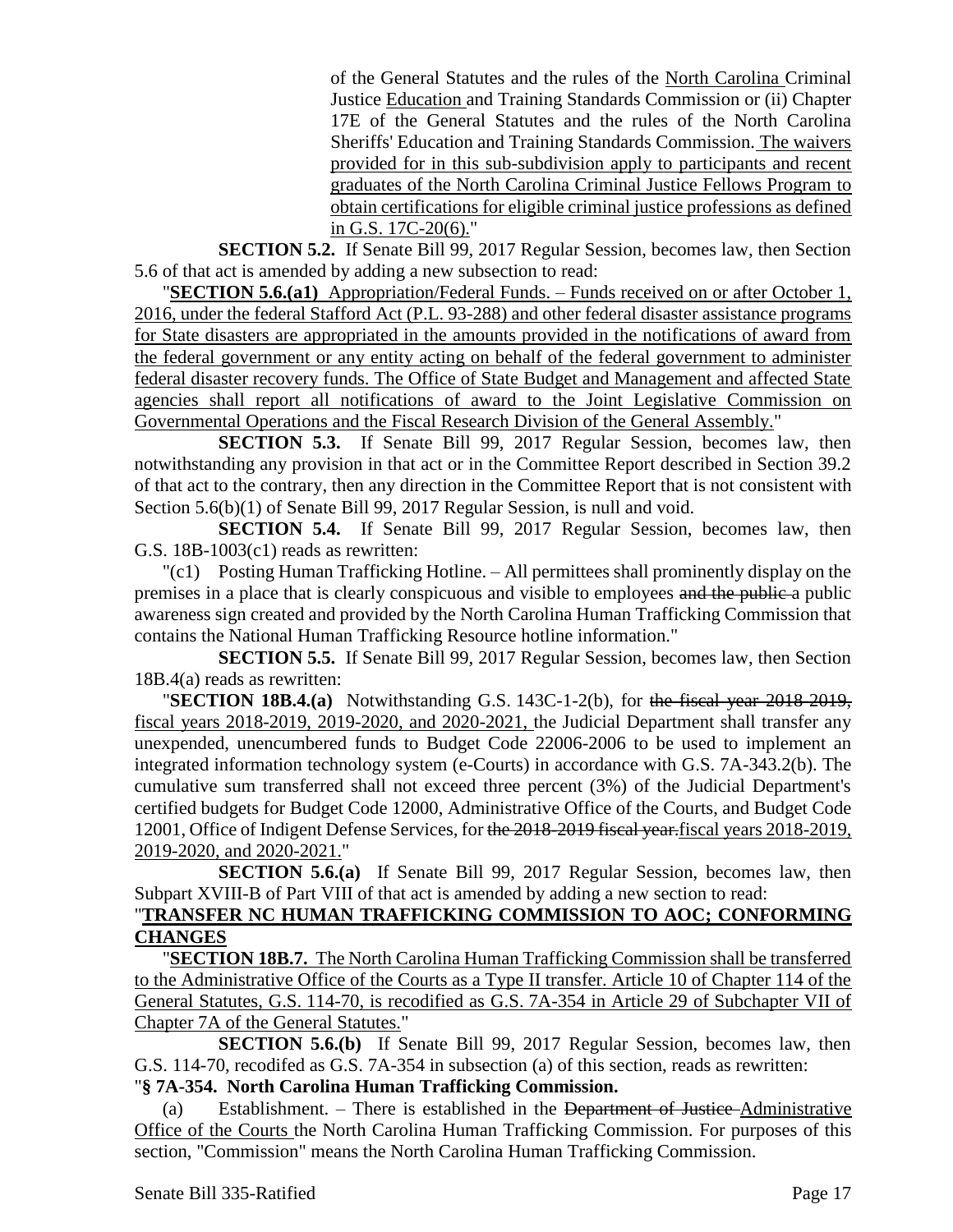of the General Statutes and the rules of the North Carolina Criminal Justice Education and Training Standards Commission or (ii) Chapter 17E of the General Statutes and the rules of the North Carolina Sheriffs' Education and Training Standards Commission. The waivers provided for in this sub-subdivision apply to participants and recent graduates of the North Carolina Criminal Justice Fellows Program to obtain certifications for eligible criminal justice professions as defined in G.S. 17C-20(6)."

**SECTION 5.2.** If Senate Bill 99, 2017 Regular Session, becomes law, then Section 5.6 of that act is amended by adding a new subsection to read:

"**SECTION 5.6.(a1)** Appropriation/Federal Funds. – Funds received on or after October 1, 2016, under the federal Stafford Act (P.L. 93-288) and other federal disaster assistance programs for State disasters are appropriated in the amounts provided in the notifications of award from the federal government or any entity acting on behalf of the federal government to administer federal disaster recovery funds. The Office of State Budget and Management and affected State agencies shall report all notifications of award to the Joint Legislative Commission on Governmental Operations and the Fiscal Research Division of the General Assembly."

**SECTION 5.3.** If Senate Bill 99, 2017 Regular Session, becomes law, then notwithstanding any provision in that act or in the Committee Report described in Section 39.2 of that act to the contrary, then any direction in the Committee Report that is not consistent with Section 5.6(b)(1) of Senate Bill 99, 2017 Regular Session, is null and void.

**SECTION 5.4.** If Senate Bill 99, 2017 Regular Session, becomes law, then G.S. 18B-1003(c1) reads as rewritten:

"(c1) Posting Human Trafficking Hotline. – All permittees shall prominently display on the premises in a place that is clearly conspicuous and visible to employees ~~and the public~~ a public awareness sign created and provided by the North Carolina Human Trafficking Commission that contains the National Human Trafficking Resource hotline information."

**SECTION 5.5.** If Senate Bill 99, 2017 Regular Session, becomes law, then Section 18B.4(a) reads as rewritten:

"**SECTION 18B.4.(a)** Notwithstanding G.S. 143C-1-2(b), for ~~the fiscal year 2018-2019,~~ fiscal years 2018-2019, 2019-2020, and 2020-2021, the Judicial Department shall transfer any unexpended, unencumbered funds to Budget Code 22006-2006 to be used to implement an integrated information technology system (e-Courts) in accordance with G.S. 7A-343.2(b). The cumulative sum transferred shall not exceed three percent (3%) of the Judicial Department's certified budgets for Budget Code 12000, Administrative Office of the Courts, and Budget Code 12001, Office of Indigent Defense Services, for ~~the 2018-2019 fiscal year.~~ fiscal years 2018-2019, 2019-2020, and 2020-2021."

**SECTION 5.6.(a)** If Senate Bill 99, 2017 Regular Session, becomes law, then Subpart XVIII-B of Part VIII of that act is amended by adding a new section to read:

"**TRANSFER NC HUMAN TRAFFICKING COMMISSION TO AOC; CONFORMING CHANGES**

"**SECTION 18B.7.** The North Carolina Human Trafficking Commission shall be transferred to the Administrative Office of the Courts as a Type II transfer. Article 10 of Chapter 114 of the General Statutes, G.S. 114-70, is recodified as G.S. 7A-354 in Article 29 of Subchapter VII of Chapter 7A of the General Statutes."

**SECTION 5.6.(b)** If Senate Bill 99, 2017 Regular Session, becomes law, then G.S. 114-70, recodifed as G.S. 7A-354 in subsection (a) of this section, reads as rewritten:

"**§ 7A-354. North Carolina Human Trafficking Commission.**

(a) Establishment. – There is established in the ~~Department of Justice~~ Administrative Office of the Courts the North Carolina Human Trafficking Commission. For purposes of this section, "Commission" means the North Carolina Human Trafficking Commission.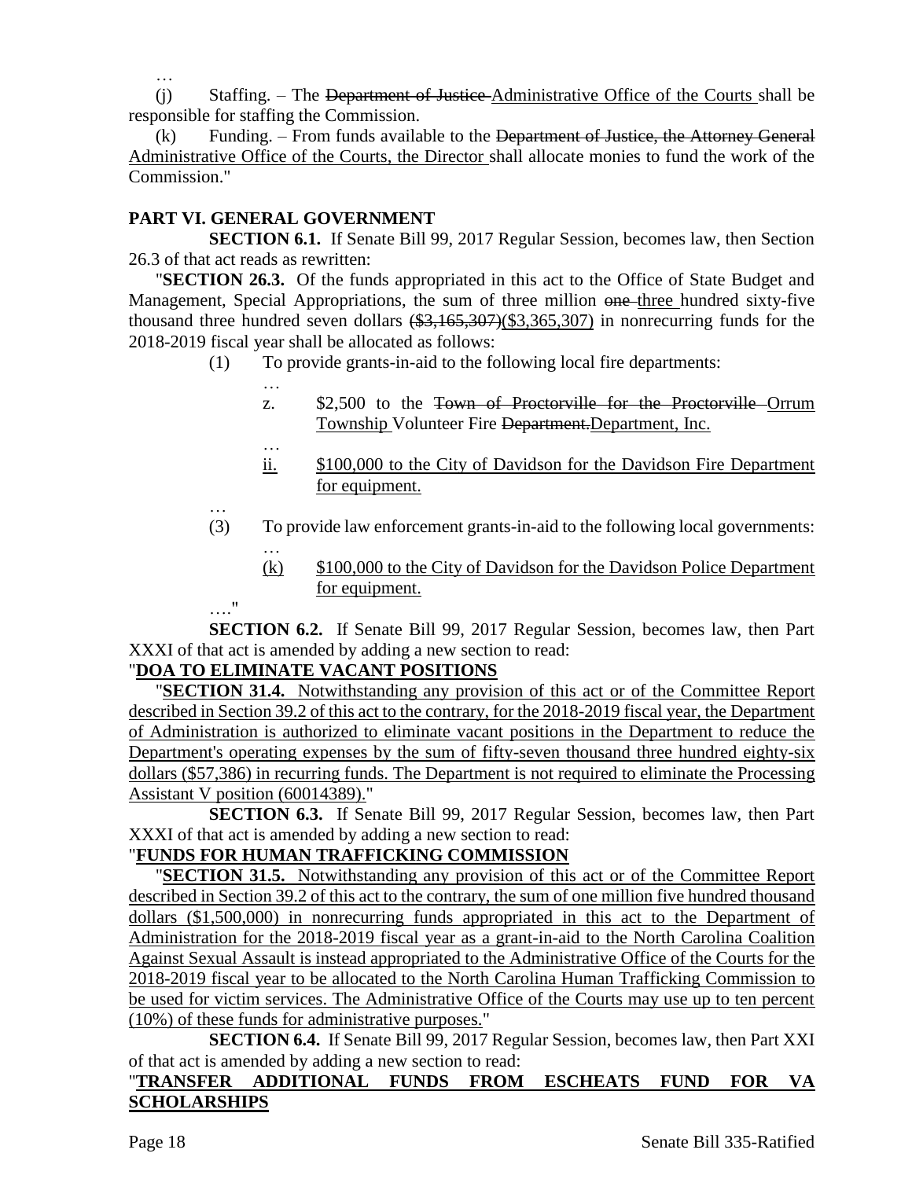…

(j) Staffing. – The ~~Department of Justice~~ Administrative Office of the Courts shall be responsible for staffing the Commission.

(k) Funding. – From funds available to the ~~Department of Justice, the Attorney General~~ Administrative Office of the Courts, the Director shall allocate monies to fund the work of the Commission."

## PART VI. GENERAL GOVERNMENT

**SECTION 6.1.** If Senate Bill 99, 2017 Regular Session, becomes law, then Section 26.3 of that act reads as rewritten:

"**SECTION 26.3.** Of the funds appropriated in this act to the Office of State Budget and Management, Special Appropriations, the sum of three million ~~one~~ three hundred sixty-five thousand three hundred seven dollars ~~($3,165,307)~~($3,365,307) in nonrecurring funds for the 2018-2019 fiscal year shall be allocated as follows:

(1) To provide grants-in-aid to the following local fire departments:

…

z. $2,500 to the ~~Town of Proctorville for the Proctorville~~ Orrum Township Volunteer Fire ~~Department.~~Department, Inc.

…

ii. $100,000 to the City of Davidson for the Davidson Fire Department for equipment.

…

(3) To provide law enforcement grants-in-aid to the following local governments:

…

(k) $100,000 to the City of Davidson for the Davidson Police Department for equipment.

…."

**SECTION 6.2.** If Senate Bill 99, 2017 Regular Session, becomes law, then Part XXXI of that act is amended by adding a new section to read:

"**DOA TO ELIMINATE VACANT POSITIONS**

"**SECTION 31.4.** Notwithstanding any provision of this act or of the Committee Report described in Section 39.2 of this act to the contrary, for the 2018-2019 fiscal year, the Department of Administration is authorized to eliminate vacant positions in the Department to reduce the Department's operating expenses by the sum of fifty-seven thousand three hundred eighty-six dollars ($57,386) in recurring funds. The Department is not required to eliminate the Processing Assistant V position (60014389)."

**SECTION 6.3.** If Senate Bill 99, 2017 Regular Session, becomes law, then Part XXXI of that act is amended by adding a new section to read:

"**FUNDS FOR HUMAN TRAFFICKING COMMISSION**

"**SECTION 31.5.** Notwithstanding any provision of this act or of the Committee Report described in Section 39.2 of this act to the contrary, the sum of one million five hundred thousand dollars ($1,500,000) in nonrecurring funds appropriated in this act to the Department of Administration for the 2018-2019 fiscal year as a grant-in-aid to the North Carolina Coalition Against Sexual Assault is instead appropriated to the Administrative Office of the Courts for the 2018-2019 fiscal year to be allocated to the North Carolina Human Trafficking Commission to be used for victim services. The Administrative Office of the Courts may use up to ten percent (10%) of these funds for administrative purposes."

**SECTION 6.4.** If Senate Bill 99, 2017 Regular Session, becomes law, then Part XXI of that act is amended by adding a new section to read:

"**TRANSFER ADDITIONAL FUNDS FROM ESCHEATS FUND FOR VA SCHOLARSHIPS**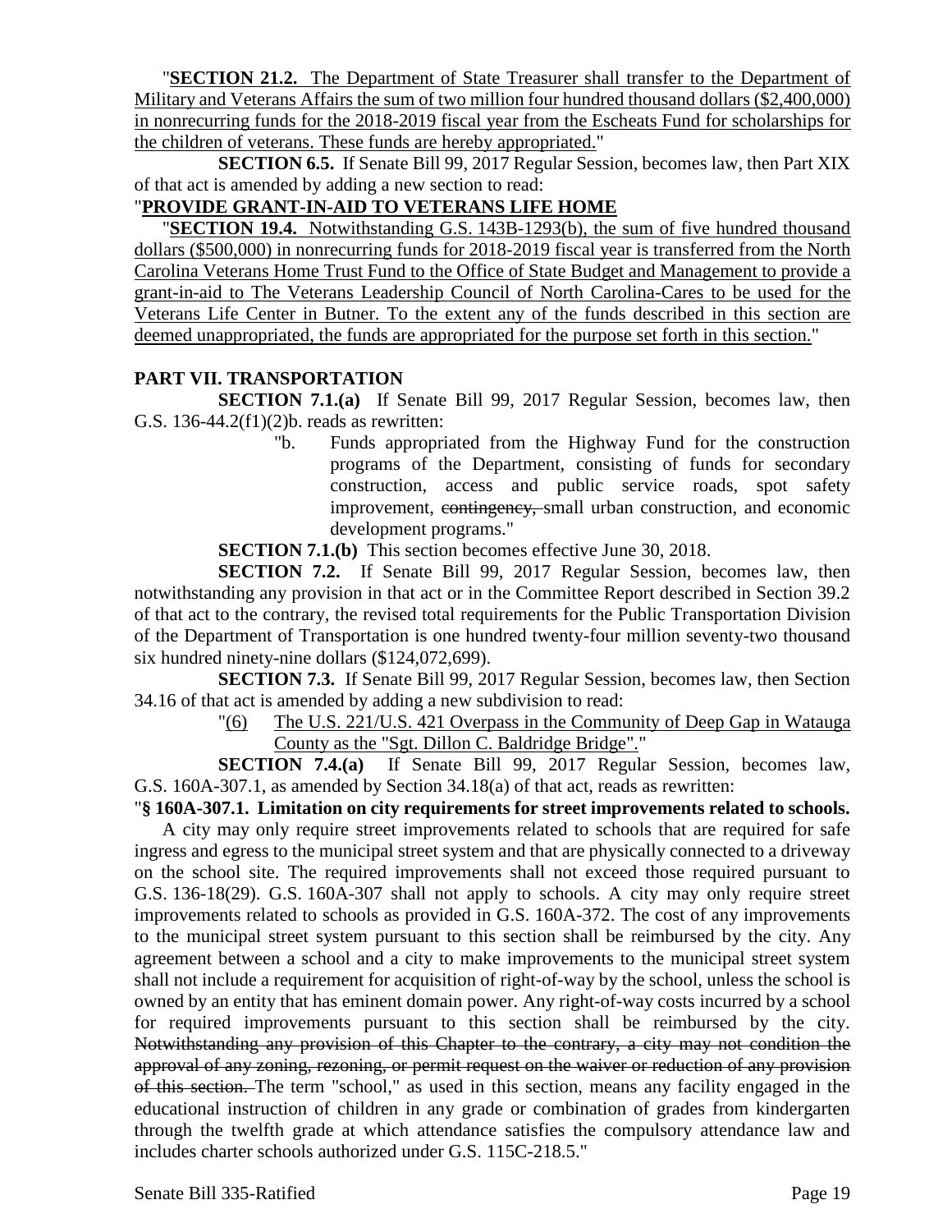"**SECTION 21.2.** The Department of State Treasurer shall transfer to the Department of Military and Veterans Affairs the sum of two million four hundred thousand dollars ($2,400,000) in nonrecurring funds for the 2018-2019 fiscal year from the Escheats Fund for scholarships for the children of veterans. These funds are hereby appropriated."

**SECTION 6.5.** If Senate Bill 99, 2017 Regular Session, becomes law, then Part XIX of that act is amended by adding a new section to read:

"**PROVIDE GRANT-IN-AID TO VETERANS LIFE HOME**

"**SECTION 19.4.** Notwithstanding G.S. 143B-1293(b), the sum of five hundred thousand dollars ($500,000) in nonrecurring funds for 2018-2019 fiscal year is transferred from the North Carolina Veterans Home Trust Fund to the Office of State Budget and Management to provide a grant-in-aid to The Veterans Leadership Council of North Carolina-Cares to be used for the Veterans Life Center in Butner. To the extent any of the funds described in this section are deemed unappropriated, the funds are appropriated for the purpose set forth in this section."

## PART VII. TRANSPORTATION

**SECTION 7.1.(a)** If Senate Bill 99, 2017 Regular Session, becomes law, then G.S. 136-44.2(f1)(2)b. reads as rewritten:

> "b. Funds appropriated from the Highway Fund for the construction programs of the Department, consisting of funds for secondary construction, access and public service roads, spot safety improvement, ~~contingency,~~ small urban construction, and economic development programs."

**SECTION 7.1.(b)** This section becomes effective June 30, 2018.

**SECTION 7.2.** If Senate Bill 99, 2017 Regular Session, becomes law, then notwithstanding any provision in that act or in the Committee Report described in Section 39.2 of that act to the contrary, the revised total requirements for the Public Transportation Division of the Department of Transportation is one hundred twenty-four million seventy-two thousand six hundred ninety-nine dollars ($124,072,699).

**SECTION 7.3.** If Senate Bill 99, 2017 Regular Session, becomes law, then Section 34.16 of that act is amended by adding a new subdivision to read:

> "(6) The U.S. 221/U.S. 421 Overpass in the Community of Deep Gap in Watauga County as the "Sgt. Dillon C. Baldridge Bridge"."

**SECTION 7.4.(a)** If Senate Bill 99, 2017 Regular Session, becomes law, G.S. 160A-307.1, as amended by Section 34.18(a) of that act, reads as rewritten:

"**§ 160A-307.1. Limitation on city requirements for street improvements related to schools.**

A city may only require street improvements related to schools that are required for safe ingress and egress to the municipal street system and that are physically connected to a driveway on the school site. The required improvements shall not exceed those required pursuant to G.S. 136-18(29). G.S. 160A-307 shall not apply to schools. A city may only require street improvements related to schools as provided in G.S. 160A-372. The cost of any improvements to the municipal street system pursuant to this section shall be reimbursed by the city. Any agreement between a school and a city to make improvements to the municipal street system shall not include a requirement for acquisition of right-of-way by the school, unless the school is owned by an entity that has eminent domain power. Any right-of-way costs incurred by a school for required improvements pursuant to this section shall be reimbursed by the city. ~~Notwithstanding any provision of this Chapter to the contrary, a city may not condition the approval of any zoning, rezoning, or permit request on the waiver or reduction of any provision of this section.~~ The term "school," as used in this section, means any facility engaged in the educational instruction of children in any grade or combination of grades from kindergarten through the twelfth grade at which attendance satisfies the compulsory attendance law and includes charter schools authorized under G.S. 115C-218.5."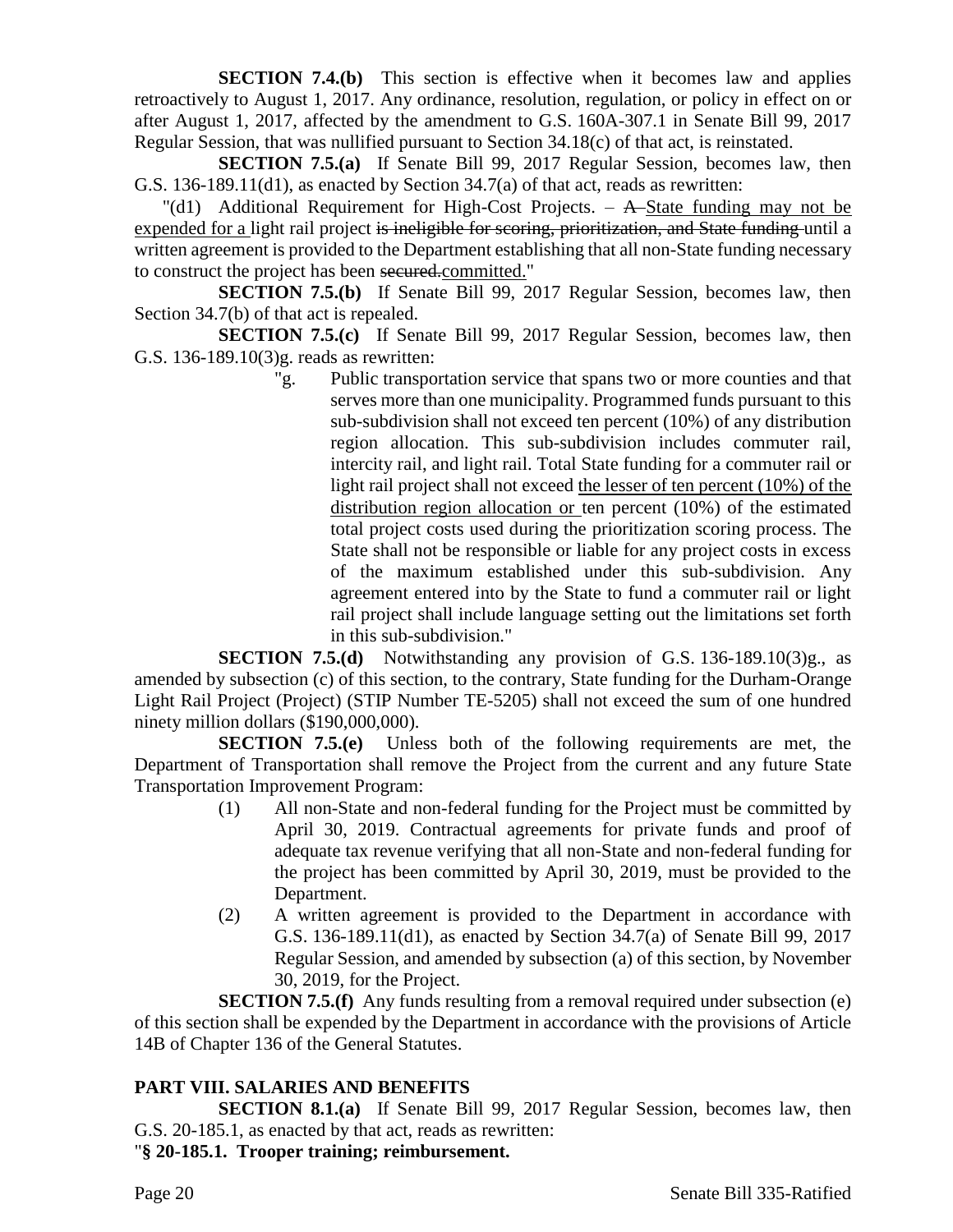**SECTION 7.4.(b)** This section is effective when it becomes law and applies retroactively to August 1, 2017. Any ordinance, resolution, regulation, or policy in effect on or after August 1, 2017, affected by the amendment to G.S. 160A-307.1 in Senate Bill 99, 2017 Regular Session, that was nullified pursuant to Section 34.18(c) of that act, is reinstated.

**SECTION 7.5.(a)** If Senate Bill 99, 2017 Regular Session, becomes law, then G.S. 136-189.11(d1), as enacted by Section 34.7(a) of that act, reads as rewritten:

"(d1) Additional Requirement for High-Cost Projects. – ~~A~~ State funding may not be expended for a light rail project ~~is ineligible for scoring, prioritization, and State funding~~ until a written agreement is provided to the Department establishing that all non-State funding necessary to construct the project has been ~~secured.~~committed."

**SECTION 7.5.(b)** If Senate Bill 99, 2017 Regular Session, becomes law, then Section 34.7(b) of that act is repealed.

**SECTION 7.5.(c)** If Senate Bill 99, 2017 Regular Session, becomes law, then G.S. 136-189.10(3)g. reads as rewritten:

"g. Public transportation service that spans two or more counties and that serves more than one municipality. Programmed funds pursuant to this sub-subdivision shall not exceed ten percent (10%) of any distribution region allocation. This sub-subdivision includes commuter rail, intercity rail, and light rail. Total State funding for a commuter rail or light rail project shall not exceed the lesser of ten percent (10%) of the distribution region allocation or ten percent (10%) of the estimated total project costs used during the prioritization scoring process. The State shall not be responsible or liable for any project costs in excess of the maximum established under this sub-subdivision. Any agreement entered into by the State to fund a commuter rail or light rail project shall include language setting out the limitations set forth in this sub-subdivision."

**SECTION 7.5.(d)** Notwithstanding any provision of G.S. 136-189.10(3)g., as amended by subsection (c) of this section, to the contrary, State funding for the Durham-Orange Light Rail Project (Project) (STIP Number TE-5205) shall not exceed the sum of one hundred ninety million dollars ($190,000,000).

**SECTION 7.5.(e)** Unless both of the following requirements are met, the Department of Transportation shall remove the Project from the current and any future State Transportation Improvement Program:

(1) All non-State and non-federal funding for the Project must be committed by April 30, 2019. Contractual agreements for private funds and proof of adequate tax revenue verifying that all non-State and non-federal funding for the project has been committed by April 30, 2019, must be provided to the Department.

(2) A written agreement is provided to the Department in accordance with G.S. 136-189.11(d1), as enacted by Section 34.7(a) of Senate Bill 99, 2017 Regular Session, and amended by subsection (a) of this section, by November 30, 2019, for the Project.

**SECTION 7.5.(f)** Any funds resulting from a removal required under subsection (e) of this section shall be expended by the Department in accordance with the provisions of Article 14B of Chapter 136 of the General Statutes.

## PART VIII. SALARIES AND BENEFITS

**SECTION 8.1.(a)** If Senate Bill 99, 2017 Regular Session, becomes law, then G.S. 20-185.1, as enacted by that act, reads as rewritten:

"**§ 20-185.1. Trooper training; reimbursement.**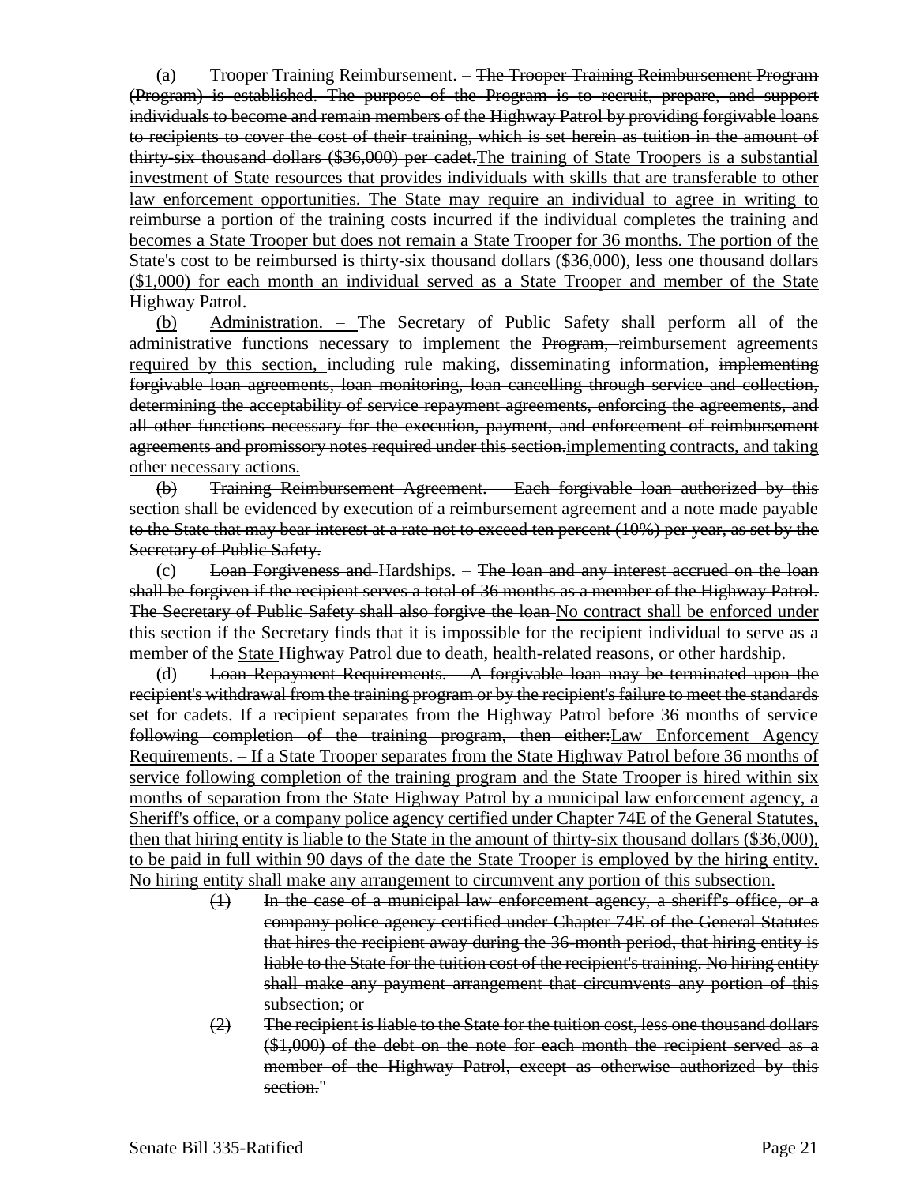(a) Trooper Training Reimbursement. – ~~The Trooper Training Reimbursement Program (Program) is established. The purpose of the Program is to recruit, prepare, and support individuals to become and remain members of the Highway Patrol by providing forgivable loans to recipients to cover the cost of their training, which is set herein as tuition in the amount of thirty-six thousand dollars ($36,000) per cadet.~~<u>The training of State Troopers is a substantial investment of State resources that provides individuals with skills that are transferable to other law enforcement opportunities. The State may require an individual to agree in writing to reimburse a portion of the training costs incurred if the individual completes the training and becomes a State Trooper but does not remain a State Trooper for 36 months. The portion of the State's cost to be reimbursed is thirty-six thousand dollars ($36,000), less one thousand dollars ($1,000) for each month an individual served as a State Trooper and member of the State Highway Patrol.</u>

<u>(b) Administration. –</u> The Secretary of Public Safety shall perform all of the administrative functions necessary to implement the ~~Program,~~ <u>reimbursement agreements required by this section,</u> including rule making, disseminating information, ~~implementing forgivable loan agreements, loan monitoring, loan cancelling through service and collection, determining the acceptability of service repayment agreements, enforcing the agreements, and all other functions necessary for the execution, payment, and enforcement of reimbursement agreements and promissory notes required under this section.~~<u>implementing contracts, and taking other necessary actions.</u>

~~(b) Training Reimbursement Agreement. – Each forgivable loan authorized by this section shall be evidenced by execution of a reimbursement agreement and a note made payable to the State that may bear interest at a rate not to exceed ten percent (10%) per year, as set by the Secretary of Public Safety.~~

(c) ~~Loan Forgiveness and~~ Hardships. – ~~The loan and any interest accrued on the loan shall be forgiven if the recipient serves a total of 36 months as a member of the Highway Patrol. The Secretary of Public Safety shall also forgive the loan~~ <u>No contract shall be enforced under this section</u> if the Secretary finds that it is impossible for the ~~recipient~~ <u>individual</u> to serve as a member of the <u>State</u> Highway Patrol due to death, health-related reasons, or other hardship.

(d) ~~Loan Repayment Requirements. – A forgivable loan may be terminated upon the recipient's withdrawal from the training program or by the recipient's failure to meet the standards set for cadets. If a recipient separates from the Highway Patrol before 36 months of service following completion of the training program, then either:~~<u>Law Enforcement Agency Requirements. – If a State Trooper separates from the State Highway Patrol before 36 months of service following completion of the training program and the State Trooper is hired within six months of separation from the State Highway Patrol by a municipal law enforcement agency, a Sheriff's office, or a company police agency certified under Chapter 74E of the General Statutes, then that hiring entity is liable to the State in the amount of thirty-six thousand dollars ($36,000), to be paid in full within 90 days of the date the State Trooper is employed by the hiring entity. No hiring entity shall make any arrangement to circumvent any portion of this subsection.</u>

- ~~(1) In the case of a municipal law enforcement agency, a sheriff's office, or a company police agency certified under Chapter 74E of the General Statutes that hires the recipient away during the 36-month period, that hiring entity is liable to the State for the tuition cost of the recipient's training. No hiring entity shall make any payment arrangement that circumvents any portion of this subsection; or~~
- ~~(2) The recipient is liable to the State for the tuition cost, less one thousand dollars ($1,000) of the debt on the note for each month the recipient served as a member of the Highway Patrol, except as otherwise authorized by this section.~~"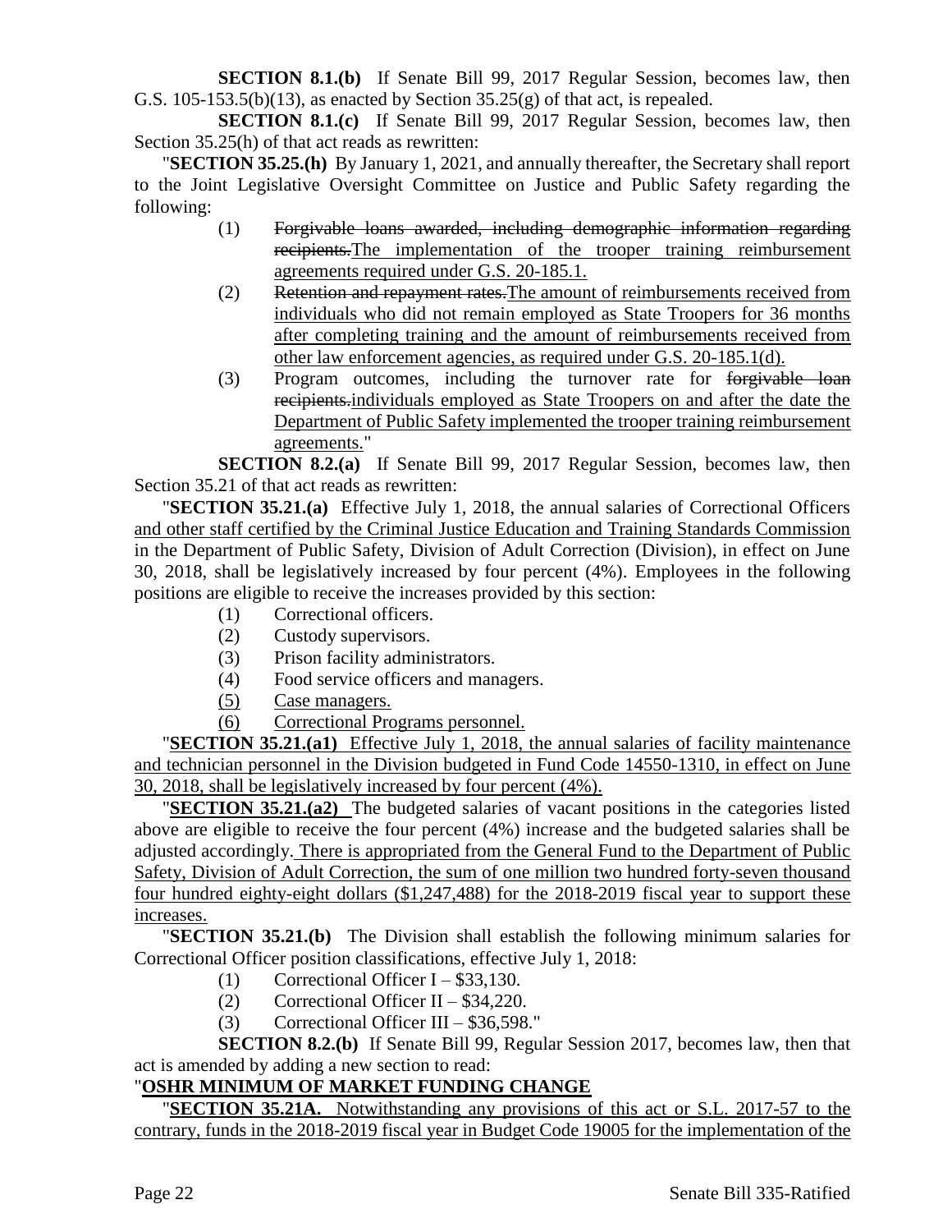**SECTION 8.1.(b)** If Senate Bill 99, 2017 Regular Session, becomes law, then G.S. 105-153.5(b)(13), as enacted by Section 35.25(g) of that act, is repealed.

**SECTION 8.1.(c)** If Senate Bill 99, 2017 Regular Session, becomes law, then Section 35.25(h) of that act reads as rewritten:

"**SECTION 35.25.(h)** By January 1, 2021, and annually thereafter, the Secretary shall report to the Joint Legislative Oversight Committee on Justice and Public Safety regarding the following:

(1) ~~Forgivable loans awarded, including demographic information regarding recipients.~~The implementation of the trooper training reimbursement agreements required under G.S. 20-185.1.

(2) ~~Retention and repayment rates.~~The amount of reimbursements received from individuals who did not remain employed as State Troopers for 36 months after completing training and the amount of reimbursements received from other law enforcement agencies, as required under G.S. 20-185.1(d).

(3) Program outcomes, including the turnover rate for ~~forgivable loan recipients.~~individuals employed as State Troopers on and after the date the Department of Public Safety implemented the trooper training reimbursement agreements."

**SECTION 8.2.(a)** If Senate Bill 99, 2017 Regular Session, becomes law, then Section 35.21 of that act reads as rewritten:

"**SECTION 35.21.(a)** Effective July 1, 2018, the annual salaries of Correctional Officers and other staff certified by the Criminal Justice Education and Training Standards Commission in the Department of Public Safety, Division of Adult Correction (Division), in effect on June 30, 2018, shall be legislatively increased by four percent (4%). Employees in the following positions are eligible to receive the increases provided by this section:

(1) Correctional officers.

(2) Custody supervisors.

(3) Prison facility administrators.

(4) Food service officers and managers.

(5) Case managers.

(6) Correctional Programs personnel.

"**SECTION 35.21.(a1)** Effective July 1, 2018, the annual salaries of facility maintenance and technician personnel in the Division budgeted in Fund Code 14550-1310, in effect on June 30, 2018, shall be legislatively increased by four percent (4%).

"**SECTION 35.21.(a2)** The budgeted salaries of vacant positions in the categories listed above are eligible to receive the four percent (4%) increase and the budgeted salaries shall be adjusted accordingly. There is appropriated from the General Fund to the Department of Public Safety, Division of Adult Correction, the sum of one million two hundred forty-seven thousand four hundred eighty-eight dollars ($1,247,488) for the 2018-2019 fiscal year to support these increases.

"**SECTION 35.21.(b)** The Division shall establish the following minimum salaries for Correctional Officer position classifications, effective July 1, 2018:

(1) Correctional Officer I – $33,130.

(2) Correctional Officer II – $34,220.

(3) Correctional Officer III – $36,598."

**SECTION 8.2.(b)** If Senate Bill 99, Regular Session 2017, becomes law, then that act is amended by adding a new section to read:

"**OSHR MINIMUM OF MARKET FUNDING CHANGE**

"**SECTION 35.21A.** Notwithstanding any provisions of this act or S.L. 2017-57 to the contrary, funds in the 2018-2019 fiscal year in Budget Code 19005 for the implementation of the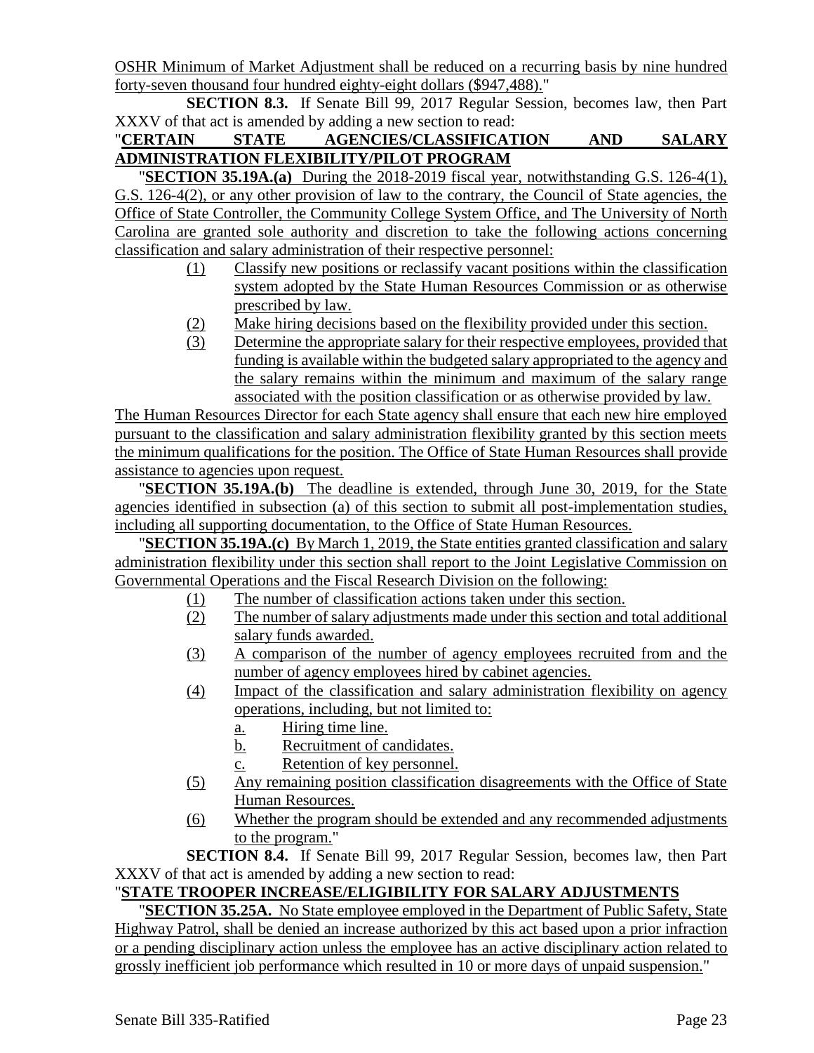OSHR Minimum of Market Adjustment shall be reduced on a recurring basis by nine hundred forty-seven thousand four hundred eighty-eight dollars ($947,488)."

**SECTION 8.3.** If Senate Bill 99, 2017 Regular Session, becomes law, then Part XXXV of that act is amended by adding a new section to read:

"**CERTAIN STATE AGENCIES/CLASSIFICATION AND SALARY ADMINISTRATION FLEXIBILITY/PILOT PROGRAM**

"**SECTION 35.19A.(a)** During the 2018-2019 fiscal year, notwithstanding G.S. 126-4(1), G.S. 126-4(2), or any other provision of law to the contrary, the Council of State agencies, the Office of State Controller, the Community College System Office, and The University of North Carolina are granted sole authority and discretion to take the following actions concerning classification and salary administration of their respective personnel:

(1) Classify new positions or reclassify vacant positions within the classification system adopted by the State Human Resources Commission or as otherwise prescribed by law.

(2) Make hiring decisions based on the flexibility provided under this section.

(3) Determine the appropriate salary for their respective employees, provided that funding is available within the budgeted salary appropriated to the agency and the salary remains within the minimum and maximum of the salary range associated with the position classification or as otherwise provided by law.

The Human Resources Director for each State agency shall ensure that each new hire employed pursuant to the classification and salary administration flexibility granted by this section meets the minimum qualifications for the position. The Office of State Human Resources shall provide assistance to agencies upon request.

"**SECTION 35.19A.(b)** The deadline is extended, through June 30, 2019, for the State agencies identified in subsection (a) of this section to submit all post-implementation studies, including all supporting documentation, to the Office of State Human Resources.

"**SECTION 35.19A.(c)** By March 1, 2019, the State entities granted classification and salary administration flexibility under this section shall report to the Joint Legislative Commission on Governmental Operations and the Fiscal Research Division on the following:

(1) The number of classification actions taken under this section.

(2) The number of salary adjustments made under this section and total additional salary funds awarded.

(3) A comparison of the number of agency employees recruited from and the number of agency employees hired by cabinet agencies.

(4) Impact of the classification and salary administration flexibility on agency operations, including, but not limited to:

   a. Hiring time line.

   b. Recruitment of candidates.

   c. Retention of key personnel.

(5) Any remaining position classification disagreements with the Office of State Human Resources.

(6) Whether the program should be extended and any recommended adjustments to the program."

**SECTION 8.4.** If Senate Bill 99, 2017 Regular Session, becomes law, then Part XXXV of that act is amended by adding a new section to read:

"**STATE TROOPER INCREASE/ELIGIBILITY FOR SALARY ADJUSTMENTS**

"**SECTION 35.25A.** No State employee employed in the Department of Public Safety, State Highway Patrol, shall be denied an increase authorized by this act based upon a prior infraction or a pending disciplinary action unless the employee has an active disciplinary action related to grossly inefficient job performance which resulted in 10 or more days of unpaid suspension."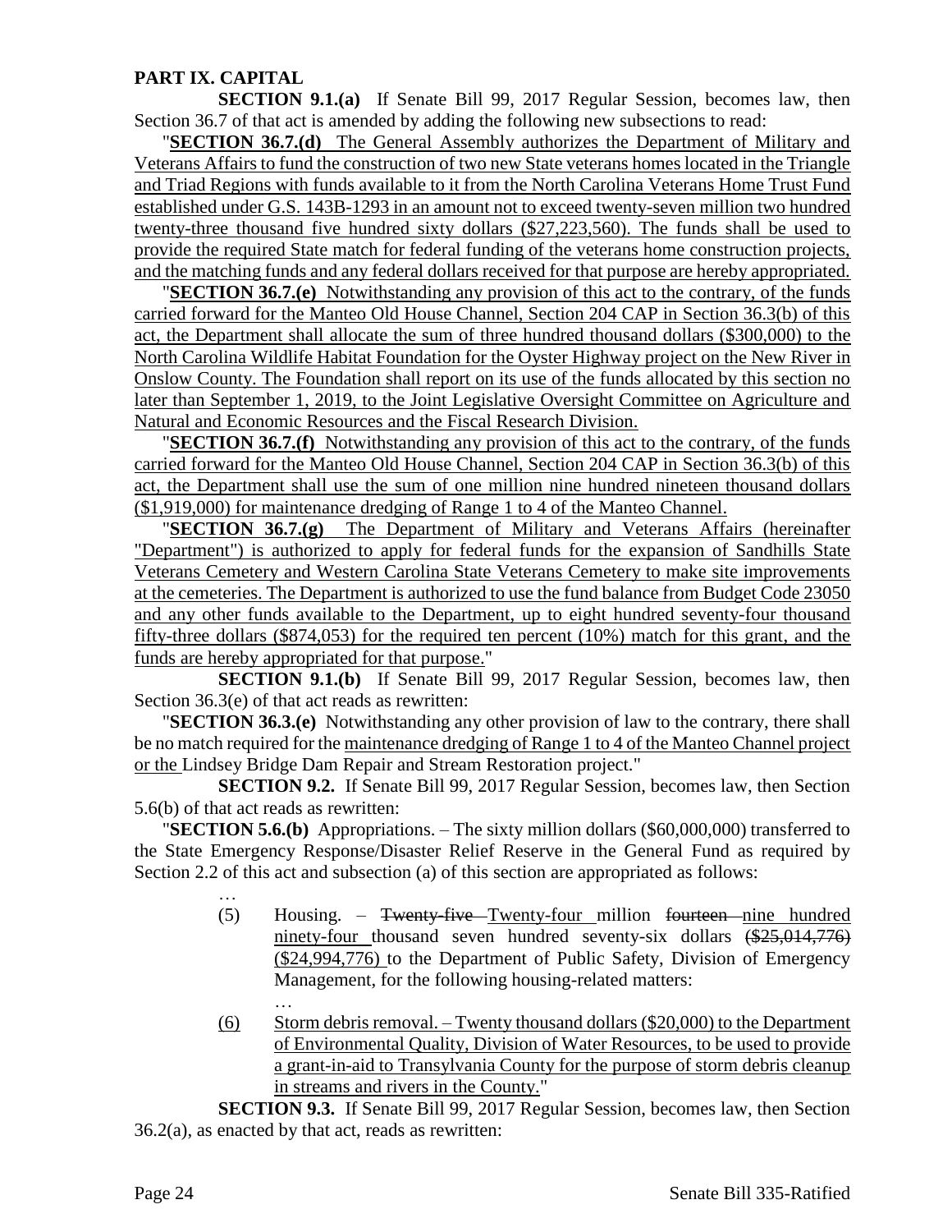## PART IX. CAPITAL

**SECTION 9.1.(a)** If Senate Bill 99, 2017 Regular Session, becomes law, then Section 36.7 of that act is amended by adding the following new subsections to read:

"**SECTION 36.7.(d)** The General Assembly authorizes the Department of Military and Veterans Affairs to fund the construction of two new State veterans homes located in the Triangle and Triad Regions with funds available to it from the North Carolina Veterans Home Trust Fund established under G.S. 143B-1293 in an amount not to exceed twenty-seven million two hundred twenty-three thousand five hundred sixty dollars ($27,223,560). The funds shall be used to provide the required State match for federal funding of the veterans home construction projects, and the matching funds and any federal dollars received for that purpose are hereby appropriated.

"**SECTION 36.7.(e)** Notwithstanding any provision of this act to the contrary, of the funds carried forward for the Manteo Old House Channel, Section 204 CAP in Section 36.3(b) of this act, the Department shall allocate the sum of three hundred thousand dollars ($300,000) to the North Carolina Wildlife Habitat Foundation for the Oyster Highway project on the New River in Onslow County. The Foundation shall report on its use of the funds allocated by this section no later than September 1, 2019, to the Joint Legislative Oversight Committee on Agriculture and Natural and Economic Resources and the Fiscal Research Division.

"**SECTION 36.7.(f)** Notwithstanding any provision of this act to the contrary, of the funds carried forward for the Manteo Old House Channel, Section 204 CAP in Section 36.3(b) of this act, the Department shall use the sum of one million nine hundred nineteen thousand dollars ($1,919,000) for maintenance dredging of Range 1 to 4 of the Manteo Channel.

"**SECTION 36.7.(g)** The Department of Military and Veterans Affairs (hereinafter "Department") is authorized to apply for federal funds for the expansion of Sandhills State Veterans Cemetery and Western Carolina State Veterans Cemetery to make site improvements at the cemeteries. The Department is authorized to use the fund balance from Budget Code 23050 and any other funds available to the Department, up to eight hundred seventy-four thousand fifty-three dollars ($874,053) for the required ten percent (10%) match for this grant, and the funds are hereby appropriated for that purpose."

**SECTION 9.1.(b)** If Senate Bill 99, 2017 Regular Session, becomes law, then Section 36.3(e) of that act reads as rewritten:

"**SECTION 36.3.(e)** Notwithstanding any other provision of law to the contrary, there shall be no match required for the maintenance dredging of Range 1 to 4 of the Manteo Channel project or the Lindsey Bridge Dam Repair and Stream Restoration project."

**SECTION 9.2.** If Senate Bill 99, 2017 Regular Session, becomes law, then Section 5.6(b) of that act reads as rewritten:

"**SECTION 5.6.(b)** Appropriations. – The sixty million dollars ($60,000,000) transferred to the State Emergency Response/Disaster Relief Reserve in the General Fund as required by Section 2.2 of this act and subsection (a) of this section are appropriated as follows:

…

(5) Housing. – ~~Twenty-five~~ Twenty-four million ~~fourteen~~ nine hundred ninety-four thousand seven hundred seventy-six dollars ~~($25,014,776)~~ ($24,994,776) to the Department of Public Safety, Division of Emergency Management, for the following housing-related matters:

…

(6) Storm debris removal. – Twenty thousand dollars ($20,000) to the Department of Environmental Quality, Division of Water Resources, to be used to provide a grant-in-aid to Transylvania County for the purpose of storm debris cleanup in streams and rivers in the County."

**SECTION 9.3.** If Senate Bill 99, 2017 Regular Session, becomes law, then Section 36.2(a), as enacted by that act, reads as rewritten: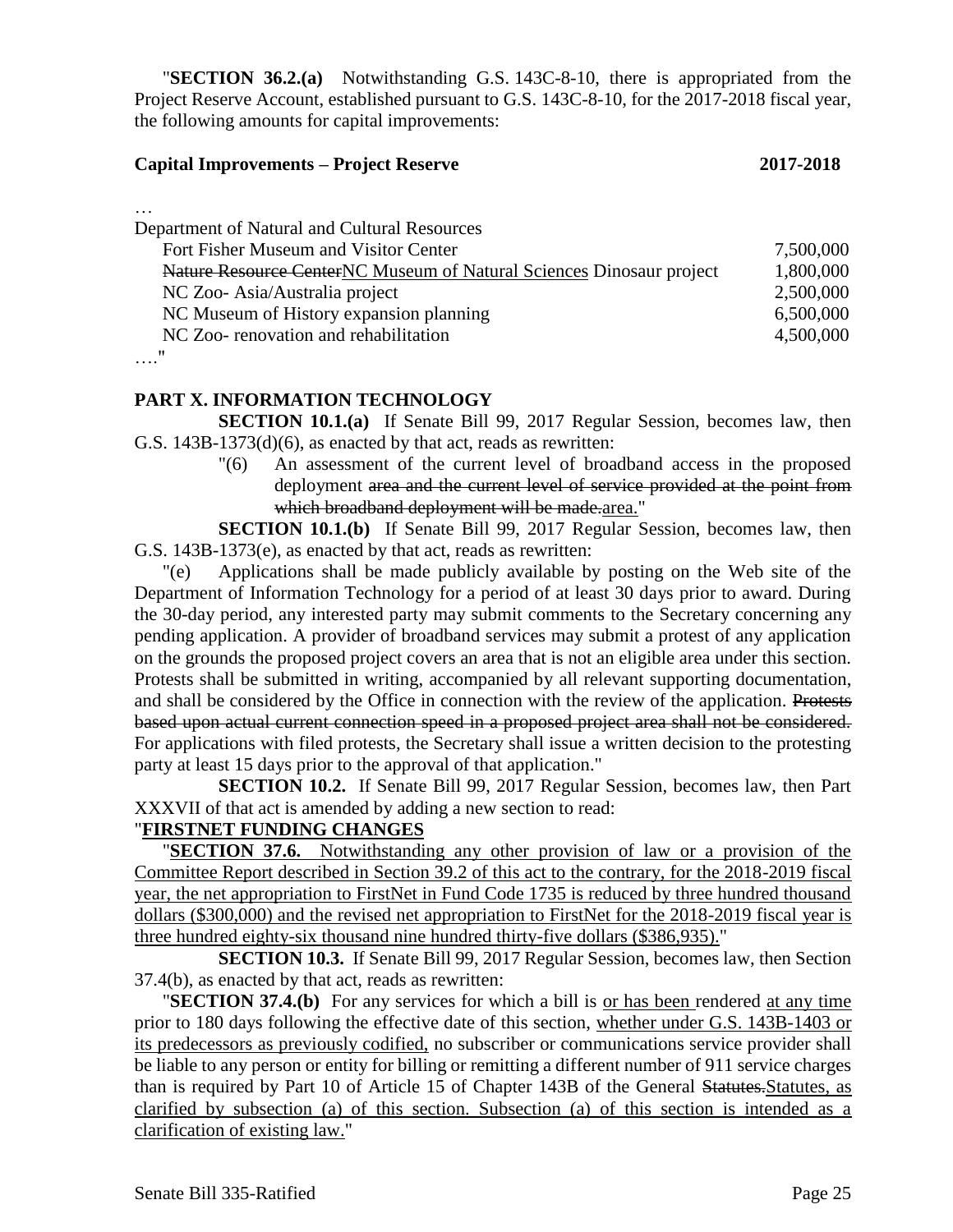"**SECTION 36.2.(a)** Notwithstanding G.S. 143C-8-10, there is appropriated from the Project Reserve Account, established pursuant to G.S. 143C-8-10, for the 2017-2018 fiscal year, the following amounts for capital improvements:

| **Capital Improvements – Project Reserve** | **2017-2018** |
|---|---|
| … | |
| Department of Natural and Cultural Resources | |
| Fort Fisher Museum and Visitor Center | 7,500,000 |
| ~~Nature Resource Center~~<u>NC Museum of Natural Sciences</u> Dinosaur project | 1,800,000 |
| NC Zoo- Asia/Australia project | 2,500,000 |
| NC Museum of History expansion planning | 6,500,000 |
| NC Zoo- renovation and rehabilitation | 4,500,000 |

…."

**PART X. INFORMATION TECHNOLOGY**

**SECTION 10.1.(a)** If Senate Bill 99, 2017 Regular Session, becomes law, then G.S. 143B-1373(d)(6), as enacted by that act, reads as rewritten:

"(6) An assessment of the current level of broadband access in the proposed deployment ~~area and the current level of service provided at the point from which broadband deployment will be made.~~<u>area.</u>"

**SECTION 10.1.(b)** If Senate Bill 99, 2017 Regular Session, becomes law, then G.S. 143B-1373(e), as enacted by that act, reads as rewritten:

"(e) Applications shall be made publicly available by posting on the Web site of the Department of Information Technology for a period of at least 30 days prior to award. During the 30-day period, any interested party may submit comments to the Secretary concerning any pending application. A provider of broadband services may submit a protest of any application on the grounds the proposed project covers an area that is not an eligible area under this section. Protests shall be submitted in writing, accompanied by all relevant supporting documentation, and shall be considered by the Office in connection with the review of the application. ~~Protests based upon actual current connection speed in a proposed project area shall not be considered.~~ For applications with filed protests, the Secretary shall issue a written decision to the protesting party at least 15 days prior to the approval of that application."

**SECTION 10.2.** If Senate Bill 99, 2017 Regular Session, becomes law, then Part XXXVII of that act is amended by adding a new section to read:

"<u>**FIRSTNET FUNDING CHANGES**</u>

"<u>**SECTION 37.6.** Notwithstanding any other provision of law or a provision of the Committee Report described in Section 39.2 of this act to the contrary, for the 2018-2019 fiscal year, the net appropriation to FirstNet in Fund Code 1735 is reduced by three hundred thousand dollars ($300,000) and the revised net appropriation to FirstNet for the 2018-2019 fiscal year is three hundred eighty-six thousand nine hundred thirty-five dollars ($386,935).</u>"

**SECTION 10.3.** If Senate Bill 99, 2017 Regular Session, becomes law, then Section 37.4(b), as enacted by that act, reads as rewritten:

"**SECTION 37.4.(b)** For any services for which a bill is <u>or has been</u> rendered <u>at any time</u> prior to 180 days following the effective date of this section, <u>whether under G.S. 143B-1403 or its predecessors as previously codified,</u> no subscriber or communications service provider shall be liable to any person or entity for billing or remitting a different number of 911 service charges than is required by Part 10 of Article 15 of Chapter 143B of the General ~~Statutes.~~<u>Statutes, as clarified by subsection (a) of this section. Subsection (a) of this section is intended as a clarification of existing law.</u>"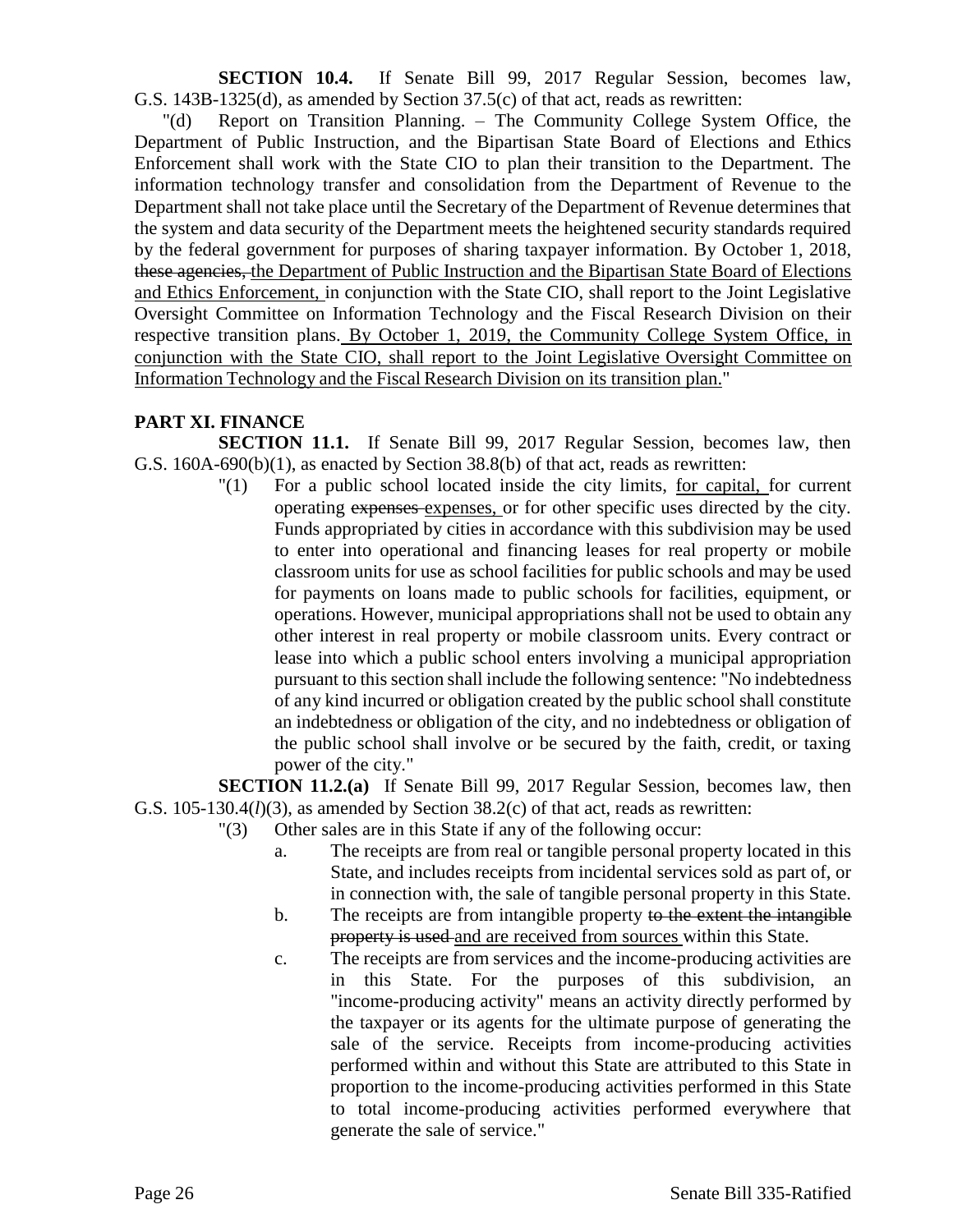**SECTION 10.4.** If Senate Bill 99, 2017 Regular Session, becomes law, G.S. 143B-1325(d), as amended by Section 37.5(c) of that act, reads as rewritten:

"(d) Report on Transition Planning. – The Community College System Office, the Department of Public Instruction, and the Bipartisan State Board of Elections and Ethics Enforcement shall work with the State CIO to plan their transition to the Department. The information technology transfer and consolidation from the Department of Revenue to the Department shall not take place until the Secretary of the Department of Revenue determines that the system and data security of the Department meets the heightened security standards required by the federal government for purposes of sharing taxpayer information. By October 1, 2018, ~~these agencies,~~ <u>the Department of Public Instruction and the Bipartisan State Board of Elections and Ethics Enforcement,</u> in conjunction with the State CIO, shall report to the Joint Legislative Oversight Committee on Information Technology and the Fiscal Research Division on their respective transition plans. <u>By October 1, 2019, the Community College System Office, in conjunction with the State CIO, shall report to the Joint Legislative Oversight Committee on Information Technology and the Fiscal Research Division on its transition plan.</u>"

## PART XI. FINANCE

**SECTION 11.1.** If Senate Bill 99, 2017 Regular Session, becomes law, then G.S. 160A-690(b)(1), as enacted by Section 38.8(b) of that act, reads as rewritten:

"(1) For a public school located inside the city limits, <u>for capital,</u> for current operating ~~expenses~~ <u>expenses,</u> or for other specific uses directed by the city. Funds appropriated by cities in accordance with this subdivision may be used to enter into operational and financing leases for real property or mobile classroom units for use as school facilities for public schools and may be used for payments on loans made to public schools for facilities, equipment, or operations. However, municipal appropriations shall not be used to obtain any other interest in real property or mobile classroom units. Every contract or lease into which a public school enters involving a municipal appropriation pursuant to this section shall include the following sentence: "No indebtedness of any kind incurred or obligation created by the public school shall constitute an indebtedness or obligation of the city, and no indebtedness or obligation of the public school shall involve or be secured by the faith, credit, or taxing power of the city."

**SECTION 11.2.(a)** If Senate Bill 99, 2017 Regular Session, becomes law, then G.S. 105-130.4(*l*)(3), as amended by Section 38.2(c) of that act, reads as rewritten:

"(3) Other sales are in this State if any of the following occur:

a. The receipts are from real or tangible personal property located in this State, and includes receipts from incidental services sold as part of, or in connection with, the sale of tangible personal property in this State.

b. The receipts are from intangible property ~~to the extent the intangible property is used~~ <u>and are received from sources</u> within this State.

c. The receipts are from services and the income-producing activities are in this State. For the purposes of this subdivision, an "income-producing activity" means an activity directly performed by the taxpayer or its agents for the ultimate purpose of generating the sale of the service. Receipts from income-producing activities performed within and without this State are attributed to this State in proportion to the income-producing activities performed in this State to total income-producing activities performed everywhere that generate the sale of service."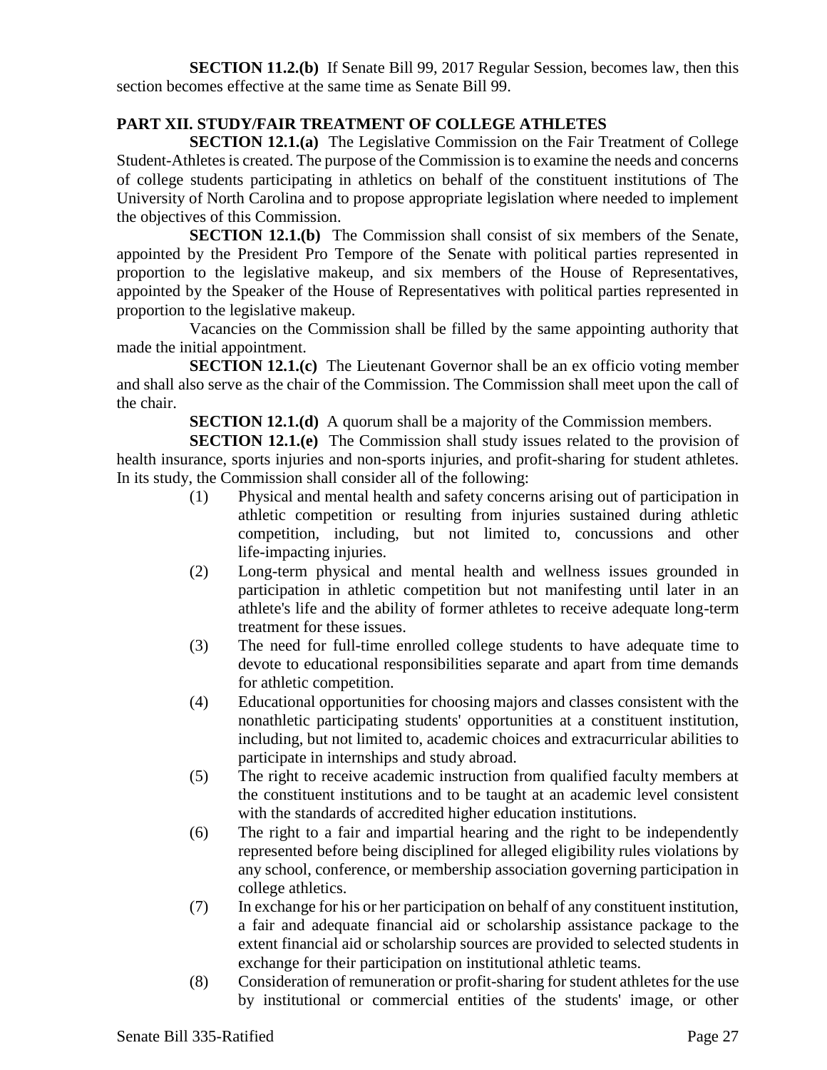**SECTION 11.2.(b)** If Senate Bill 99, 2017 Regular Session, becomes law, then this section becomes effective at the same time as Senate Bill 99.

## PART XII. STUDY/FAIR TREATMENT OF COLLEGE ATHLETES

**SECTION 12.1.(a)** The Legislative Commission on the Fair Treatment of College Student-Athletes is created. The purpose of the Commission is to examine the needs and concerns of college students participating in athletics on behalf of the constituent institutions of The University of North Carolina and to propose appropriate legislation where needed to implement the objectives of this Commission.

**SECTION 12.1.(b)** The Commission shall consist of six members of the Senate, appointed by the President Pro Tempore of the Senate with political parties represented in proportion to the legislative makeup, and six members of the House of Representatives, appointed by the Speaker of the House of Representatives with political parties represented in proportion to the legislative makeup.

Vacancies on the Commission shall be filled by the same appointing authority that made the initial appointment.

**SECTION 12.1.(c)** The Lieutenant Governor shall be an ex officio voting member and shall also serve as the chair of the Commission. The Commission shall meet upon the call of the chair.

**SECTION 12.1.(d)** A quorum shall be a majority of the Commission members.

**SECTION 12.1.(e)** The Commission shall study issues related to the provision of health insurance, sports injuries and non-sports injuries, and profit-sharing for student athletes. In its study, the Commission shall consider all of the following:

(1) Physical and mental health and safety concerns arising out of participation in athletic competition or resulting from injuries sustained during athletic competition, including, but not limited to, concussions and other life-impacting injuries.

(2) Long-term physical and mental health and wellness issues grounded in participation in athletic competition but not manifesting until later in an athlete's life and the ability of former athletes to receive adequate long-term treatment for these issues.

(3) The need for full-time enrolled college students to have adequate time to devote to educational responsibilities separate and apart from time demands for athletic competition.

(4) Educational opportunities for choosing majors and classes consistent with the nonathletic participating students' opportunities at a constituent institution, including, but not limited to, academic choices and extracurricular abilities to participate in internships and study abroad.

(5) The right to receive academic instruction from qualified faculty members at the constituent institutions and to be taught at an academic level consistent with the standards of accredited higher education institutions.

(6) The right to a fair and impartial hearing and the right to be independently represented before being disciplined for alleged eligibility rules violations by any school, conference, or membership association governing participation in college athletics.

(7) In exchange for his or her participation on behalf of any constituent institution, a fair and adequate financial aid or scholarship assistance package to the extent financial aid or scholarship sources are provided to selected students in exchange for their participation on institutional athletic teams.

(8) Consideration of remuneration or profit-sharing for student athletes for the use by institutional or commercial entities of the students' image, or other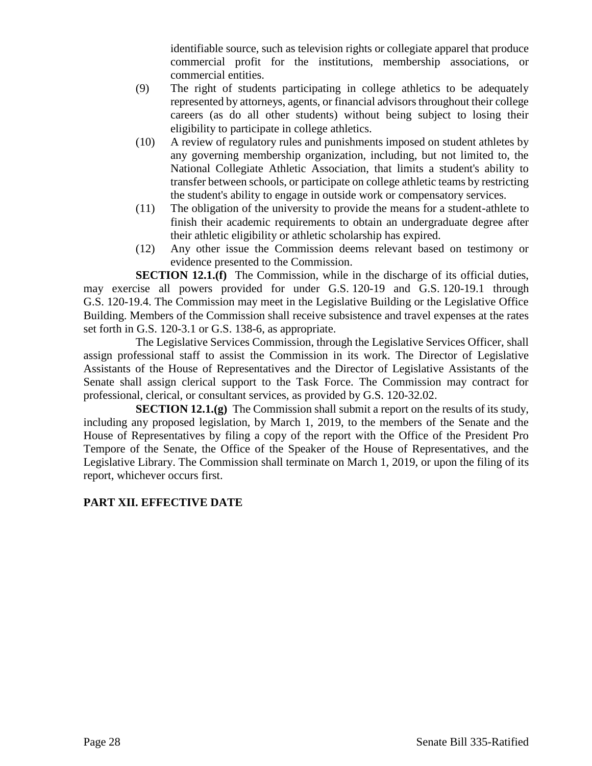identifiable source, such as television rights or collegiate apparel that produce commercial profit for the institutions, membership associations, or commercial entities.

(9) The right of students participating in college athletics to be adequately represented by attorneys, agents, or financial advisors throughout their college careers (as do all other students) without being subject to losing their eligibility to participate in college athletics.

(10) A review of regulatory rules and punishments imposed on student athletes by any governing membership organization, including, but not limited to, the National Collegiate Athletic Association, that limits a student's ability to transfer between schools, or participate on college athletic teams by restricting the student's ability to engage in outside work or compensatory services.

(11) The obligation of the university to provide the means for a student-athlete to finish their academic requirements to obtain an undergraduate degree after their athletic eligibility or athletic scholarship has expired.

(12) Any other issue the Commission deems relevant based on testimony or evidence presented to the Commission.

**SECTION 12.1.(f)** The Commission, while in the discharge of its official duties, may exercise all powers provided for under G.S. 120-19 and G.S. 120-19.1 through G.S. 120-19.4. The Commission may meet in the Legislative Building or the Legislative Office Building. Members of the Commission shall receive subsistence and travel expenses at the rates set forth in G.S. 120-3.1 or G.S. 138-6, as appropriate.

The Legislative Services Commission, through the Legislative Services Officer, shall assign professional staff to assist the Commission in its work. The Director of Legislative Assistants of the House of Representatives and the Director of Legislative Assistants of the Senate shall assign clerical support to the Task Force. The Commission may contract for professional, clerical, or consultant services, as provided by G.S. 120-32.02.

**SECTION 12.1.(g)** The Commission shall submit a report on the results of its study, including any proposed legislation, by March 1, 2019, to the members of the Senate and the House of Representatives by filing a copy of the report with the Office of the President Pro Tempore of the Senate, the Office of the Speaker of the House of Representatives, and the Legislative Library. The Commission shall terminate on March 1, 2019, or upon the filing of its report, whichever occurs first.

**PART XII. EFFECTIVE DATE**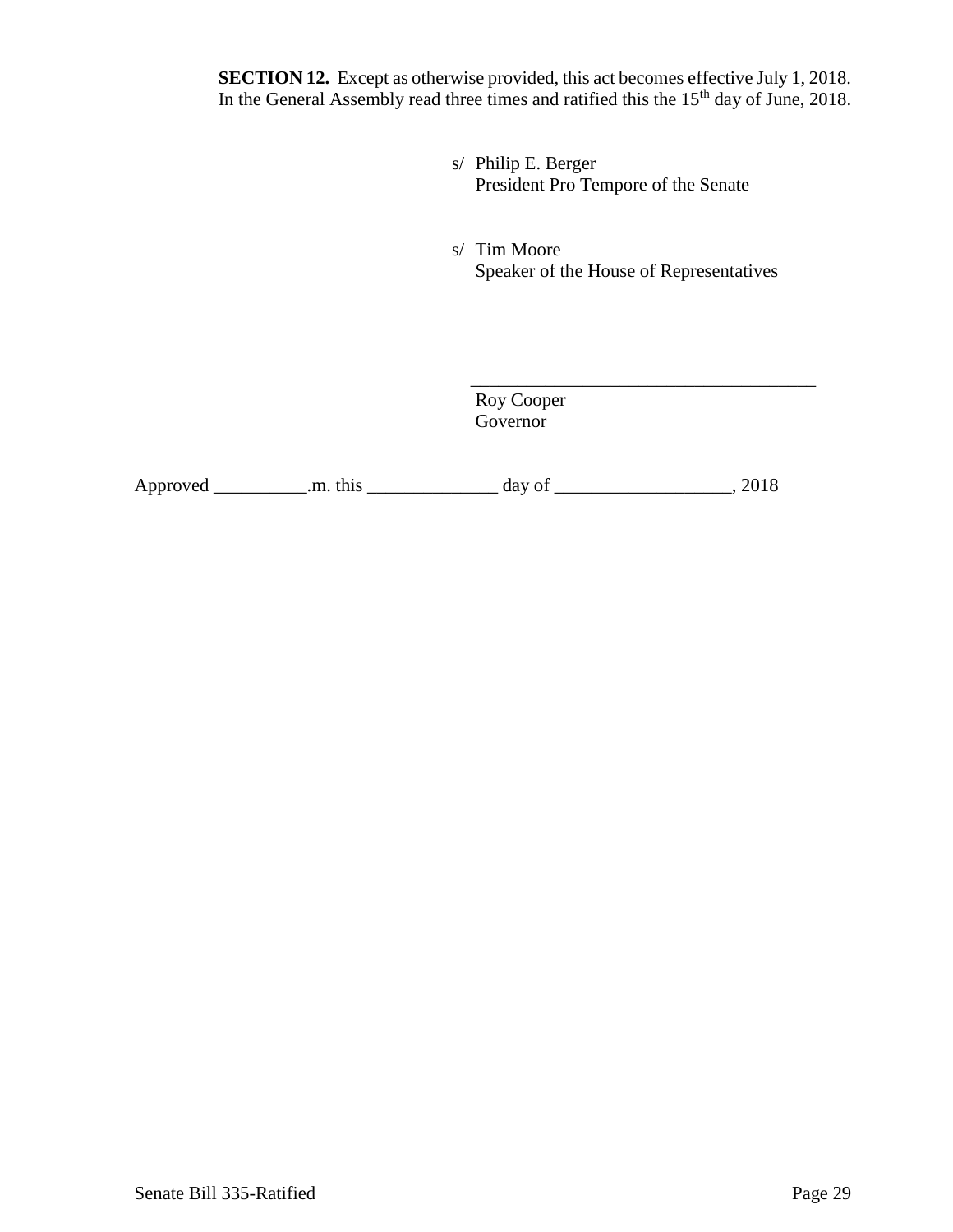**SECTION 12.** Except as otherwise provided, this act becomes effective July 1, 2018.
In the General Assembly read three times and ratified this the 15th day of June, 2018.

s/ Philip E. Berger
President Pro Tempore of the Senate

s/ Tim Moore
Speaker of the House of Representatives

_______________________________________
Roy Cooper
Governor

Approved __________.m. this ______________ day of ___________________, 2018